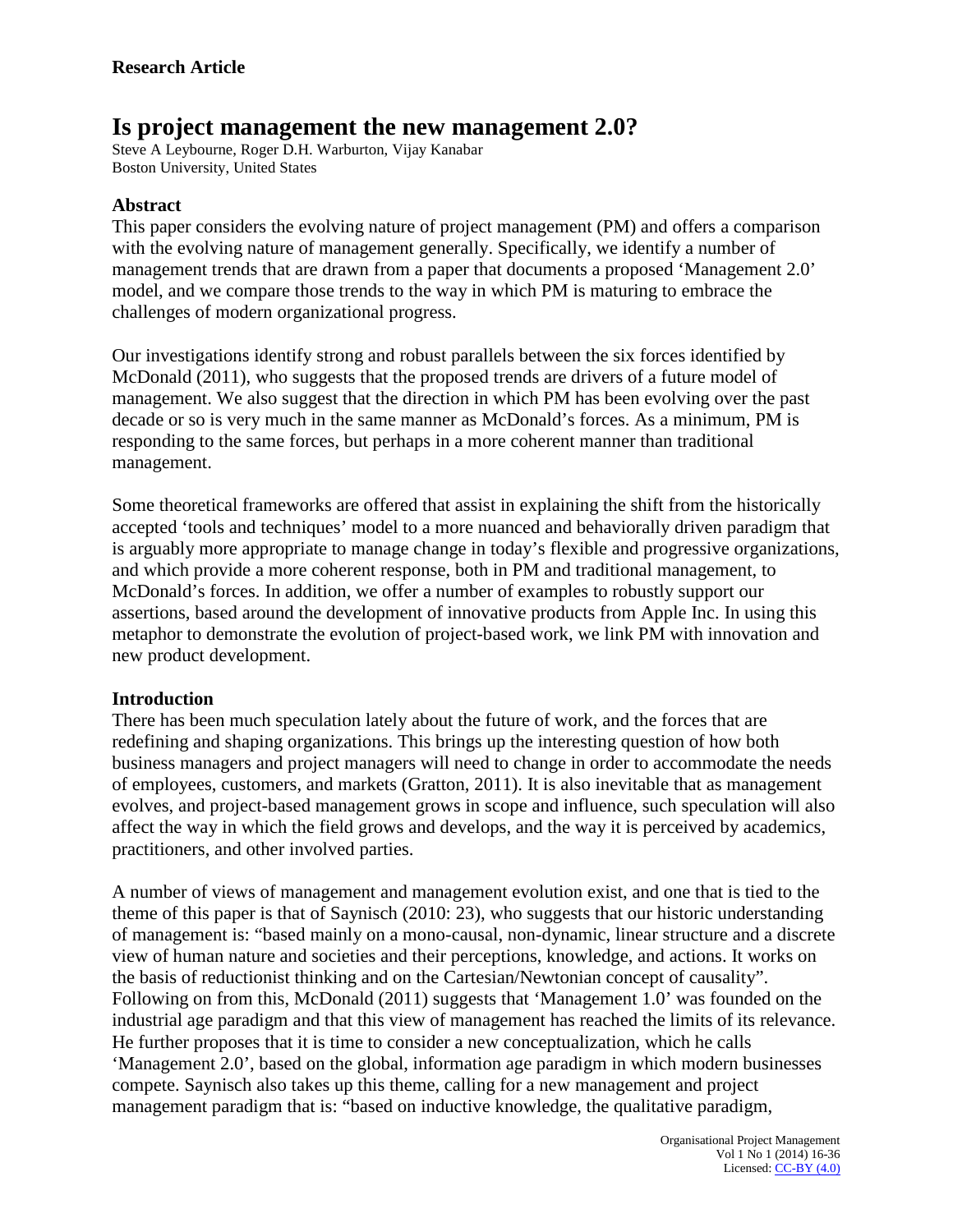**Research Article**

# Is project management the new management 2.0?

Steve A Leybourne, Roger D.H. Warburton, Vijay Kanabar
Boston University, United States

## Abstract

This paper considers the evolving nature of project management (PM) and offers a comparison with the evolving nature of management generally. Specifically, we identify a number of management trends that are drawn from a paper that documents a proposed 'Management 2.0' model, and we compare those trends to the way in which PM is maturing to embrace the challenges of modern organizational progress.

Our investigations identify strong and robust parallels between the six forces identified by McDonald (2011), who suggests that the proposed trends are drivers of a future model of management. We also suggest that the direction in which PM has been evolving over the past decade or so is very much in the same manner as McDonald's forces. As a minimum, PM is responding to the same forces, but perhaps in a more coherent manner than traditional management.

Some theoretical frameworks are offered that assist in explaining the shift from the historically accepted 'tools and techniques' model to a more nuanced and behaviorally driven paradigm that is arguably more appropriate to manage change in today's flexible and progressive organizations, and which provide a more coherent response, both in PM and traditional management, to McDonald's forces. In addition, we offer a number of examples to robustly support our assertions, based around the development of innovative products from Apple Inc. In using this metaphor to demonstrate the evolution of project-based work, we link PM with innovation and new product development.

## Introduction

There has been much speculation lately about the future of work, and the forces that are redefining and shaping organizations. This brings up the interesting question of how both business managers and project managers will need to change in order to accommodate the needs of employees, customers, and markets (Gratton, 2011). It is also inevitable that as management evolves, and project-based management grows in scope and influence, such speculation will also affect the way in which the field grows and develops, and the way it is perceived by academics, practitioners, and other involved parties.

A number of views of management and management evolution exist, and one that is tied to the theme of this paper is that of Saynisch (2010: 23), who suggests that our historic understanding of management is: "based mainly on a mono-causal, non-dynamic, linear structure and a discrete view of human nature and societies and their perceptions, knowledge, and actions. It works on the basis of reductionist thinking and on the Cartesian/Newtonian concept of causality". Following on from this, McDonald (2011) suggests that 'Management 1.0' was founded on the industrial age paradigm and that this view of management has reached the limits of its relevance. He further proposes that it is time to consider a new conceptualization, which he calls 'Management 2.0', based on the global, information age paradigm in which modern businesses compete. Saynisch also takes up this theme, calling for a new management and project management paradigm that is: "based on inductive knowledge, the qualitative paradigm,

Licensed: CC-BY (4.0)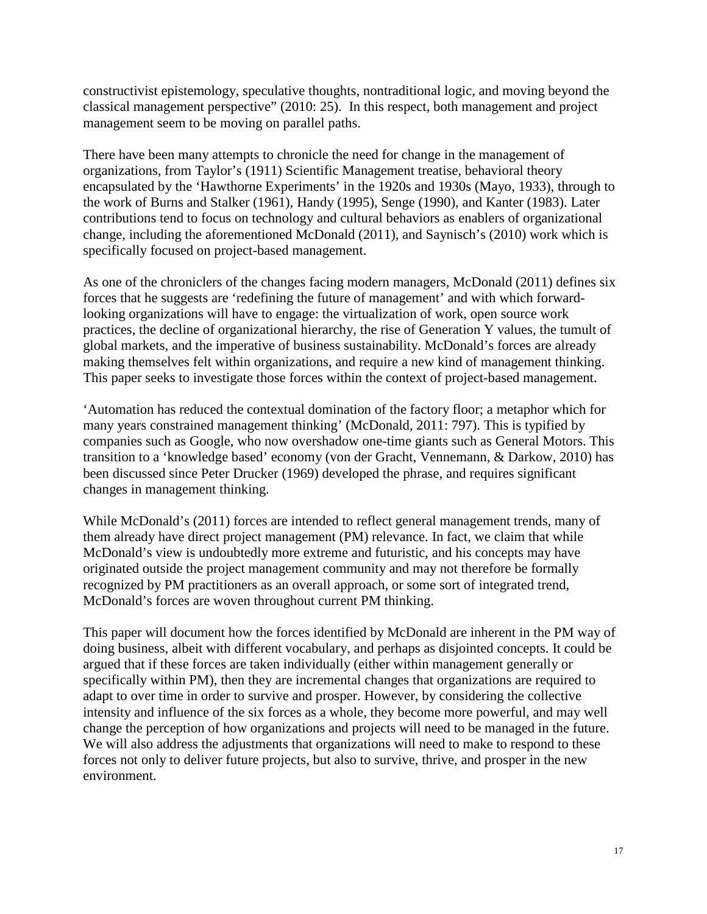constructivist epistemology, speculative thoughts, nontraditional logic, and moving beyond the classical management perspective" (2010: 25). In this respect, both management and project management seem to be moving on parallel paths.

There have been many attempts to chronicle the need for change in the management of organizations, from Taylor's (1911) Scientific Management treatise, behavioral theory encapsulated by the 'Hawthorne Experiments' in the 1920s and 1930s (Mayo, 1933), through to the work of Burns and Stalker (1961), Handy (1995), Senge (1990), and Kanter (1983). Later contributions tend to focus on technology and cultural behaviors as enablers of organizational change, including the aforementioned McDonald (2011), and Saynisch's (2010) work which is specifically focused on project-based management.

As one of the chroniclers of the changes facing modern managers, McDonald (2011) defines six forces that he suggests are 'redefining the future of management' and with which forward-looking organizations will have to engage: the virtualization of work, open source work practices, the decline of organizational hierarchy, the rise of Generation Y values, the tumult of global markets, and the imperative of business sustainability. McDonald's forces are already making themselves felt within organizations, and require a new kind of management thinking. This paper seeks to investigate those forces within the context of project-based management.

'Automation has reduced the contextual domination of the factory floor; a metaphor which for many years constrained management thinking' (McDonald, 2011: 797). This is typified by companies such as Google, who now overshadow one-time giants such as General Motors. This transition to a 'knowledge based' economy (von der Gracht, Vennemann, & Darkow, 2010) has been discussed since Peter Drucker (1969) developed the phrase, and requires significant changes in management thinking.

While McDonald's (2011) forces are intended to reflect general management trends, many of them already have direct project management (PM) relevance. In fact, we claim that while McDonald's view is undoubtedly more extreme and futuristic, and his concepts may have originated outside the project management community and may not therefore be formally recognized by PM practitioners as an overall approach, or some sort of integrated trend, McDonald's forces are woven throughout current PM thinking.

This paper will document how the forces identified by McDonald are inherent in the PM way of doing business, albeit with different vocabulary, and perhaps as disjointed concepts. It could be argued that if these forces are taken individually (either within management generally or specifically within PM), then they are incremental changes that organizations are required to adapt to over time in order to survive and prosper. However, by considering the collective intensity and influence of the six forces as a whole, they become more powerful, and may well change the perception of how organizations and projects will need to be managed in the future. We will also address the adjustments that organizations will need to make to respond to these forces not only to deliver future projects, but also to survive, thrive, and prosper in the new environment.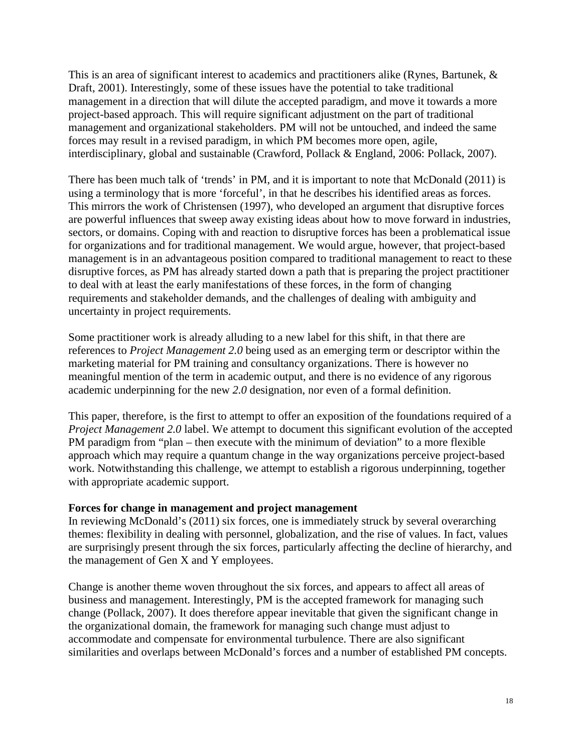This is an area of significant interest to academics and practitioners alike (Rynes, Bartunek, & Draft, 2001). Interestingly, some of these issues have the potential to take traditional management in a direction that will dilute the accepted paradigm, and move it towards a more project-based approach. This will require significant adjustment on the part of traditional management and organizational stakeholders. PM will not be untouched, and indeed the same forces may result in a revised paradigm, in which PM becomes more open, agile, interdisciplinary, global and sustainable (Crawford, Pollack & England, 2006: Pollack, 2007).

There has been much talk of 'trends' in PM, and it is important to note that McDonald (2011) is using a terminology that is more 'forceful', in that he describes his identified areas as forces. This mirrors the work of Christensen (1997), who developed an argument that disruptive forces are powerful influences that sweep away existing ideas about how to move forward in industries, sectors, or domains. Coping with and reaction to disruptive forces has been a problematical issue for organizations and for traditional management. We would argue, however, that project-based management is in an advantageous position compared to traditional management to react to these disruptive forces, as PM has already started down a path that is preparing the project practitioner to deal with at least the early manifestations of these forces, in the form of changing requirements and stakeholder demands, and the challenges of dealing with ambiguity and uncertainty in project requirements.

Some practitioner work is already alluding to a new label for this shift, in that there are references to *Project Management 2.0* being used as an emerging term or descriptor within the marketing material for PM training and consultancy organizations. There is however no meaningful mention of the term in academic output, and there is no evidence of any rigorous academic underpinning for the new *2.0* designation, nor even of a formal definition.

This paper, therefore, is the first to attempt to offer an exposition of the foundations required of a *Project Management 2.0* label. We attempt to document this significant evolution of the accepted PM paradigm from "plan – then execute with the minimum of deviation" to a more flexible approach which may require a quantum change in the way organizations perceive project-based work. Notwithstanding this challenge, we attempt to establish a rigorous underpinning, together with appropriate academic support.

**Forces for change in management and project management**

In reviewing McDonald's (2011) six forces, one is immediately struck by several overarching themes: flexibility in dealing with personnel, globalization, and the rise of values. In fact, values are surprisingly present through the six forces, particularly affecting the decline of hierarchy, and the management of Gen X and Y employees.

Change is another theme woven throughout the six forces, and appears to affect all areas of business and management. Interestingly, PM is the accepted framework for managing such change (Pollack, 2007). It does therefore appear inevitable that given the significant change in the organizational domain, the framework for managing such change must adjust to accommodate and compensate for environmental turbulence. There are also significant similarities and overlaps between McDonald's forces and a number of established PM concepts.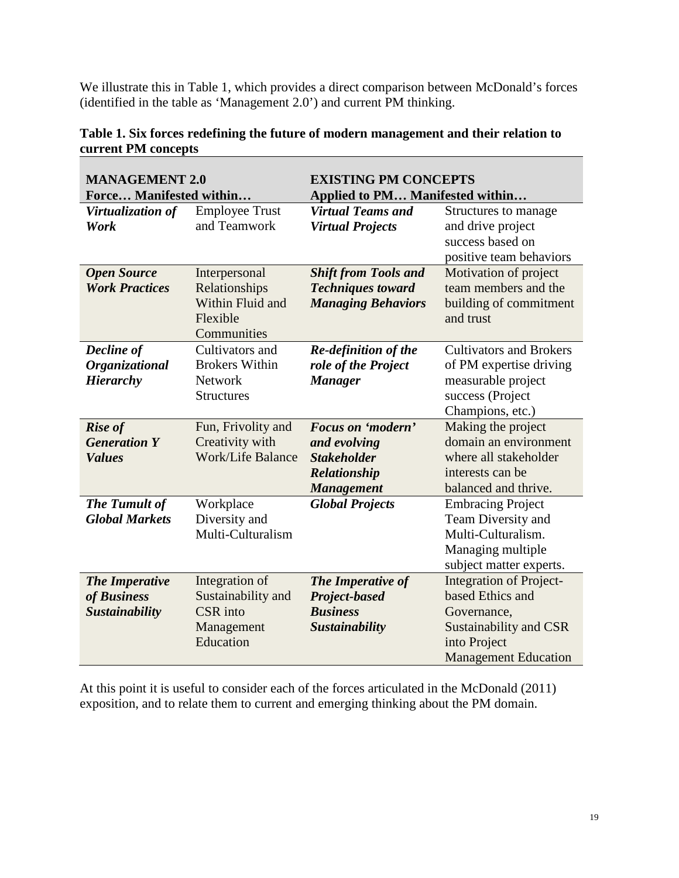We illustrate this in Table 1, which provides a direct comparison between McDonald's forces (identified in the table as 'Management 2.0') and current PM thinking.

**Table 1. Six forces redefining the future of modern management and their relation to current PM concepts**

| **MANAGEMENT 2.0** | | **EXISTING PM CONCEPTS** | |
|---|---|---|---|
| **Force…** | **Manifested within…** | **Applied to PM…** | **Manifested within…** |
| ***Virtualization of Work*** | Employee Trust and Teamwork | ***Virtual Teams and Virtual Projects*** | Structures to manage and drive project success based on positive team behaviors |
| ***Open Source Work Practices*** | Interpersonal Relationships Within Fluid and Flexible Communities | ***Shift from Tools and Techniques toward Managing Behaviors*** | Motivation of project team members and the building of commitment and trust |
| ***Decline of Organizational Hierarchy*** | Cultivators and Brokers Within Network Structures | ***Re-definition of the role of the Project Manager*** | Cultivators and Brokers of PM expertise driving measurable project success (Project Champions, etc.) |
| ***Rise of Generation Y Values*** | Fun, Frivolity and Creativity with Work/Life Balance | ***Focus on 'modern' and evolving Stakeholder Relationship Management*** | Making the project domain an environment where all stakeholder interests can be balanced and thrive. |
| ***The Tumult of Global Markets*** | Workplace Diversity and Multi-Culturalism | ***Global Projects*** | Embracing Project Team Diversity and Multi-Culturalism. Managing multiple subject matter experts. |
| ***The Imperative of Business Sustainability*** | Integration of Sustainability and CSR into Management Education | ***The Imperative of Project-based Business Sustainability*** | Integration of Project-based Ethics and Governance, Sustainability and CSR into Project Management Education |

At this point it is useful to consider each of the forces articulated in the McDonald (2011) exposition, and to relate them to current and emerging thinking about the PM domain.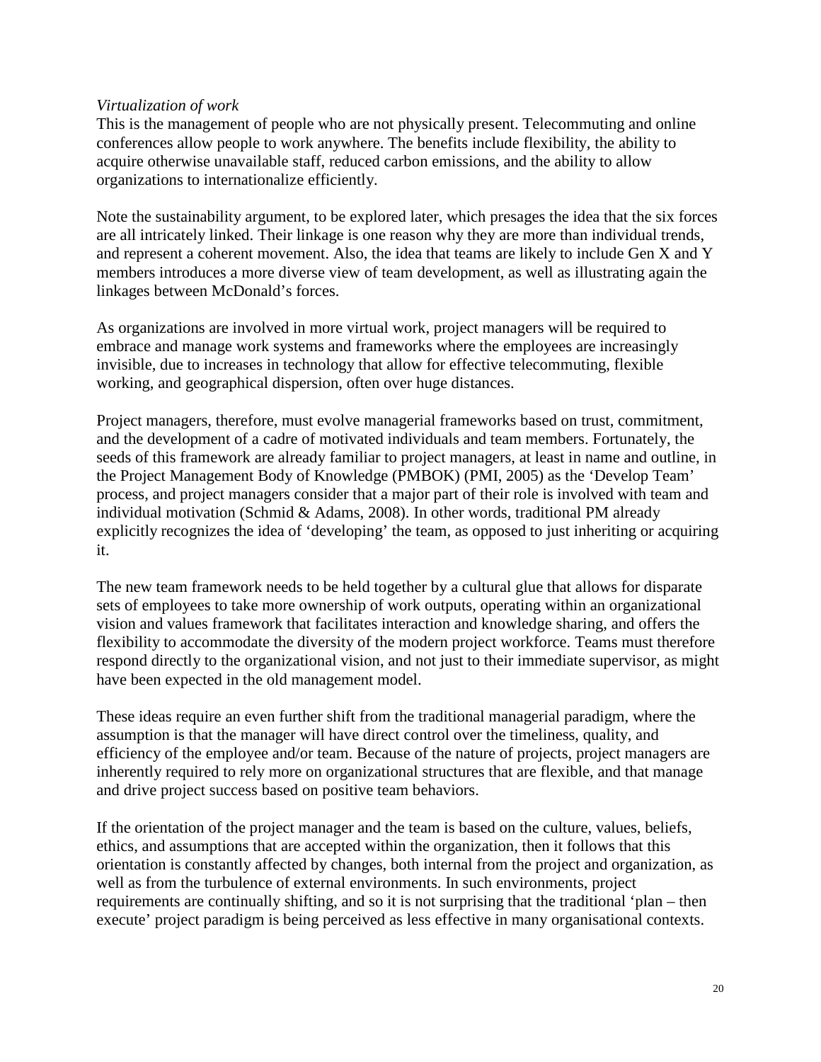*Virtualization of work*

This is the management of people who are not physically present. Telecommuting and online conferences allow people to work anywhere. The benefits include flexibility, the ability to acquire otherwise unavailable staff, reduced carbon emissions, and the ability to allow organizations to internationalize efficiently.

Note the sustainability argument, to be explored later, which presages the idea that the six forces are all intricately linked. Their linkage is one reason why they are more than individual trends, and represent a coherent movement. Also, the idea that teams are likely to include Gen X and Y members introduces a more diverse view of team development, as well as illustrating again the linkages between McDonald's forces.

As organizations are involved in more virtual work, project managers will be required to embrace and manage work systems and frameworks where the employees are increasingly invisible, due to increases in technology that allow for effective telecommuting, flexible working, and geographical dispersion, often over huge distances.

Project managers, therefore, must evolve managerial frameworks based on trust, commitment, and the development of a cadre of motivated individuals and team members. Fortunately, the seeds of this framework are already familiar to project managers, at least in name and outline, in the Project Management Body of Knowledge (PMBOK) (PMI, 2005) as the 'Develop Team' process, and project managers consider that a major part of their role is involved with team and individual motivation (Schmid & Adams, 2008). In other words, traditional PM already explicitly recognizes the idea of 'developing' the team, as opposed to just inheriting or acquiring it.

The new team framework needs to be held together by a cultural glue that allows for disparate sets of employees to take more ownership of work outputs, operating within an organizational vision and values framework that facilitates interaction and knowledge sharing, and offers the flexibility to accommodate the diversity of the modern project workforce. Teams must therefore respond directly to the organizational vision, and not just to their immediate supervisor, as might have been expected in the old management model.

These ideas require an even further shift from the traditional managerial paradigm, where the assumption is that the manager will have direct control over the timeliness, quality, and efficiency of the employee and/or team. Because of the nature of projects, project managers are inherently required to rely more on organizational structures that are flexible, and that manage and drive project success based on positive team behaviors.

If the orientation of the project manager and the team is based on the culture, values, beliefs, ethics, and assumptions that are accepted within the organization, then it follows that this orientation is constantly affected by changes, both internal from the project and organization, as well as from the turbulence of external environments. In such environments, project requirements are continually shifting, and so it is not surprising that the traditional 'plan – then execute' project paradigm is being perceived as less effective in many organisational contexts.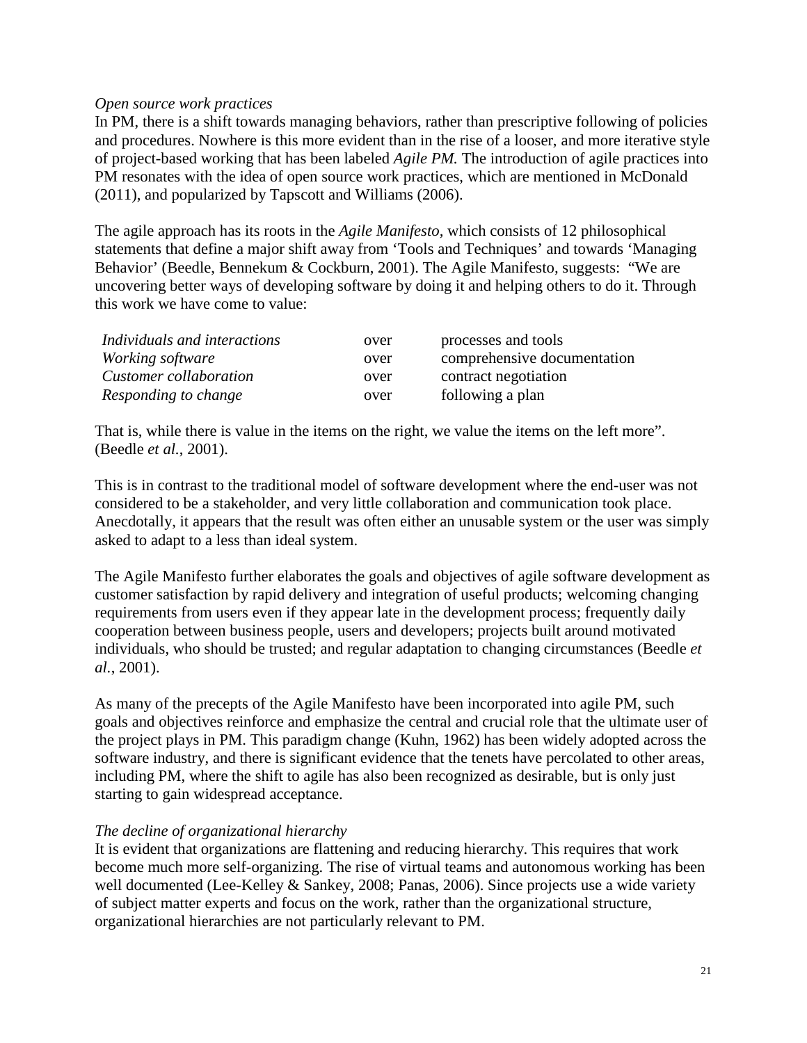*Open source work practices*

In PM, there is a shift towards managing behaviors, rather than prescriptive following of policies and procedures. Nowhere is this more evident than in the rise of a looser, and more iterative style of project-based working that has been labeled *Agile PM.* The introduction of agile practices into PM resonates with the idea of open source work practices, which are mentioned in McDonald (2011), and popularized by Tapscott and Williams (2006).

The agile approach has its roots in the *Agile Manifesto*, which consists of 12 philosophical statements that define a major shift away from 'Tools and Techniques' and towards 'Managing Behavior' (Beedle, Bennekum & Cockburn, 2001). The Agile Manifesto, suggests: "We are uncovering better ways of developing software by doing it and helping others to do it. Through this work we have come to value:

| | | |
|---|---|---|
| *Individuals and interactions* | over | processes and tools |
| *Working software* | over | comprehensive documentation |
| *Customer collaboration* | over | contract negotiation |
| *Responding to change* | over | following a plan |

That is, while there is value in the items on the right, we value the items on the left more". (Beedle *et al.*, 2001).

This is in contrast to the traditional model of software development where the end-user was not considered to be a stakeholder, and very little collaboration and communication took place. Anecdotally, it appears that the result was often either an unusable system or the user was simply asked to adapt to a less than ideal system.

The Agile Manifesto further elaborates the goals and objectives of agile software development as customer satisfaction by rapid delivery and integration of useful products; welcoming changing requirements from users even if they appear late in the development process; frequently daily cooperation between business people, users and developers; projects built around motivated individuals, who should be trusted; and regular adaptation to changing circumstances (Beedle *et al.*, 2001).

As many of the precepts of the Agile Manifesto have been incorporated into agile PM, such goals and objectives reinforce and emphasize the central and crucial role that the ultimate user of the project plays in PM. This paradigm change (Kuhn, 1962) has been widely adopted across the software industry, and there is significant evidence that the tenets have percolated to other areas, including PM, where the shift to agile has also been recognized as desirable, but is only just starting to gain widespread acceptance.

*The decline of organizational hierarchy*

It is evident that organizations are flattening and reducing hierarchy. This requires that work become much more self-organizing. The rise of virtual teams and autonomous working has been well documented (Lee-Kelley & Sankey, 2008; Panas, 2006). Since projects use a wide variety of subject matter experts and focus on the work, rather than the organizational structure, organizational hierarchies are not particularly relevant to PM.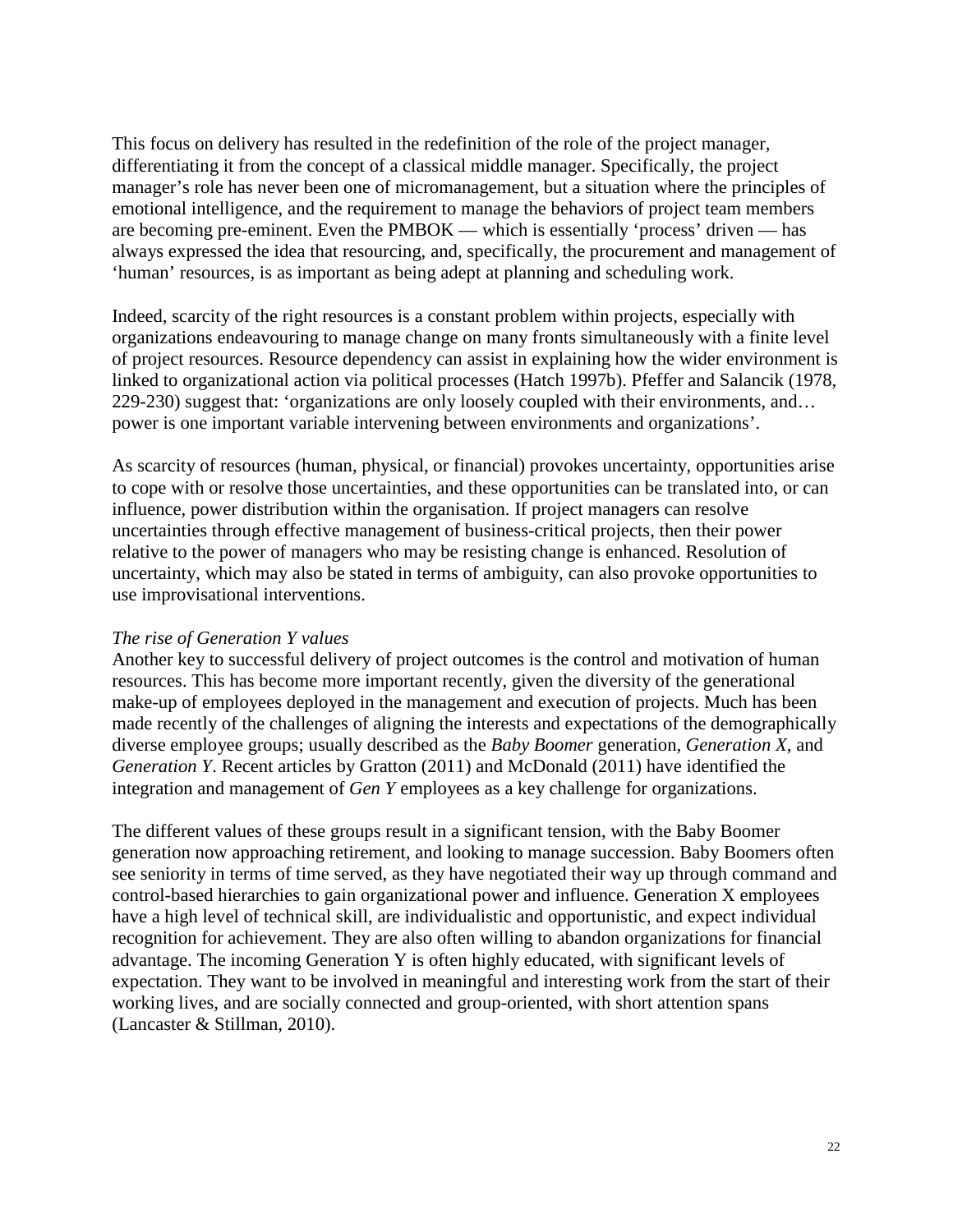This focus on delivery has resulted in the redefinition of the role of the project manager, differentiating it from the concept of a classical middle manager. Specifically, the project manager's role has never been one of micromanagement, but a situation where the principles of emotional intelligence, and the requirement to manage the behaviors of project team members are becoming pre-eminent. Even the PMBOK — which is essentially 'process' driven — has always expressed the idea that resourcing, and, specifically, the procurement and management of 'human' resources, is as important as being adept at planning and scheduling work.

Indeed, scarcity of the right resources is a constant problem within projects, especially with organizations endeavouring to manage change on many fronts simultaneously with a finite level of project resources. Resource dependency can assist in explaining how the wider environment is linked to organizational action via political processes (Hatch 1997b). Pfeffer and Salancik (1978, 229-230) suggest that: 'organizations are only loosely coupled with their environments, and… power is one important variable intervening between environments and organizations'.

As scarcity of resources (human, physical, or financial) provokes uncertainty, opportunities arise to cope with or resolve those uncertainties, and these opportunities can be translated into, or can influence, power distribution within the organisation. If project managers can resolve uncertainties through effective management of business-critical projects, then their power relative to the power of managers who may be resisting change is enhanced. Resolution of uncertainty, which may also be stated in terms of ambiguity, can also provoke opportunities to use improvisational interventions.

*The rise of Generation Y values*

Another key to successful delivery of project outcomes is the control and motivation of human resources. This has become more important recently, given the diversity of the generational make-up of employees deployed in the management and execution of projects. Much has been made recently of the challenges of aligning the interests and expectations of the demographically diverse employee groups; usually described as the *Baby Boomer* generation, *Generation X*, and *Generation Y*. Recent articles by Gratton (2011) and McDonald (2011) have identified the integration and management of *Gen Y* employees as a key challenge for organizations.

The different values of these groups result in a significant tension, with the Baby Boomer generation now approaching retirement, and looking to manage succession. Baby Boomers often see seniority in terms of time served, as they have negotiated their way up through command and control-based hierarchies to gain organizational power and influence. Generation X employees have a high level of technical skill, are individualistic and opportunistic, and expect individual recognition for achievement. They are also often willing to abandon organizations for financial advantage. The incoming Generation Y is often highly educated, with significant levels of expectation. They want to be involved in meaningful and interesting work from the start of their working lives, and are socially connected and group-oriented, with short attention spans (Lancaster & Stillman, 2010).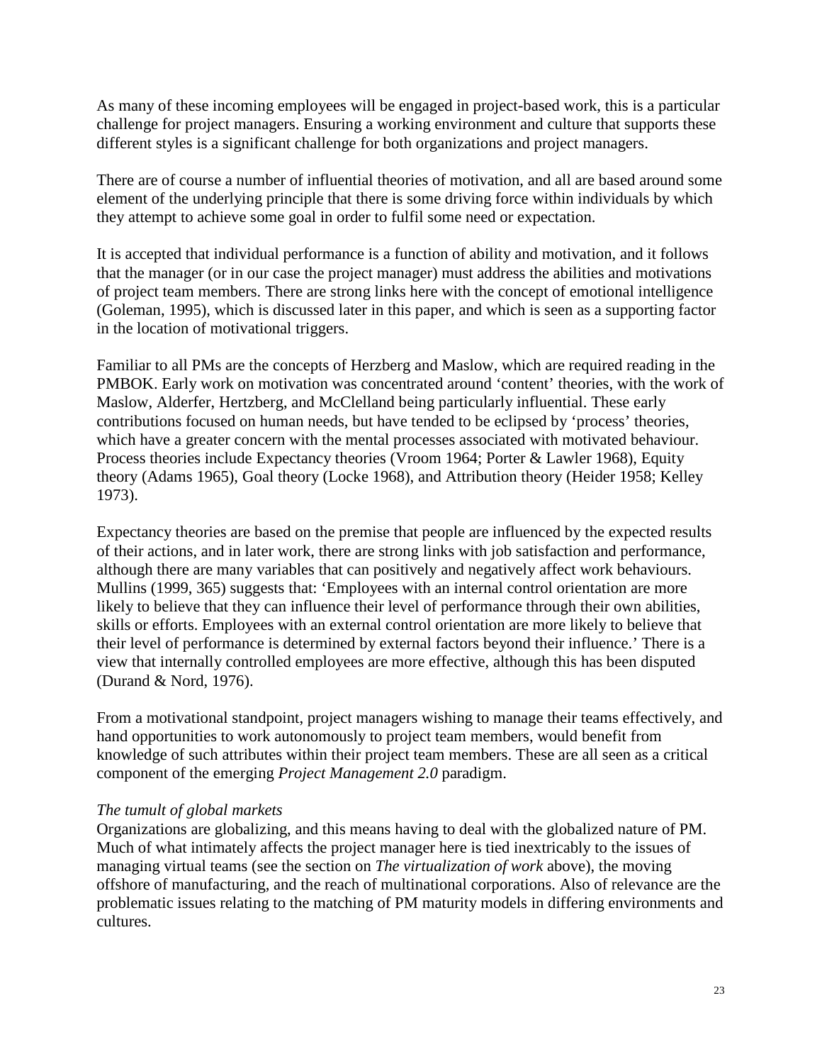As many of these incoming employees will be engaged in project-based work, this is a particular challenge for project managers. Ensuring a working environment and culture that supports these different styles is a significant challenge for both organizations and project managers.

There are of course a number of influential theories of motivation, and all are based around some element of the underlying principle that there is some driving force within individuals by which they attempt to achieve some goal in order to fulfil some need or expectation.

It is accepted that individual performance is a function of ability and motivation, and it follows that the manager (or in our case the project manager) must address the abilities and motivations of project team members. There are strong links here with the concept of emotional intelligence (Goleman, 1995), which is discussed later in this paper, and which is seen as a supporting factor in the location of motivational triggers.

Familiar to all PMs are the concepts of Herzberg and Maslow, which are required reading in the PMBOK. Early work on motivation was concentrated around 'content' theories, with the work of Maslow, Alderfer, Hertzberg, and McClelland being particularly influential. These early contributions focused on human needs, but have tended to be eclipsed by 'process' theories, which have a greater concern with the mental processes associated with motivated behaviour. Process theories include Expectancy theories (Vroom 1964; Porter & Lawler 1968), Equity theory (Adams 1965), Goal theory (Locke 1968), and Attribution theory (Heider 1958; Kelley 1973).

Expectancy theories are based on the premise that people are influenced by the expected results of their actions, and in later work, there are strong links with job satisfaction and performance, although there are many variables that can positively and negatively affect work behaviours. Mullins (1999, 365) suggests that: 'Employees with an internal control orientation are more likely to believe that they can influence their level of performance through their own abilities, skills or efforts. Employees with an external control orientation are more likely to believe that their level of performance is determined by external factors beyond their influence.' There is a view that internally controlled employees are more effective, although this has been disputed (Durand & Nord, 1976).

From a motivational standpoint, project managers wishing to manage their teams effectively, and hand opportunities to work autonomously to project team members, would benefit from knowledge of such attributes within their project team members. These are all seen as a critical component of the emerging *Project Management 2.0* paradigm.

*The tumult of global markets*

Organizations are globalizing, and this means having to deal with the globalized nature of PM. Much of what intimately affects the project manager here is tied inextricably to the issues of managing virtual teams (see the section on *The virtualization of work* above), the moving offshore of manufacturing, and the reach of multinational corporations. Also of relevance are the problematic issues relating to the matching of PM maturity models in differing environments and cultures.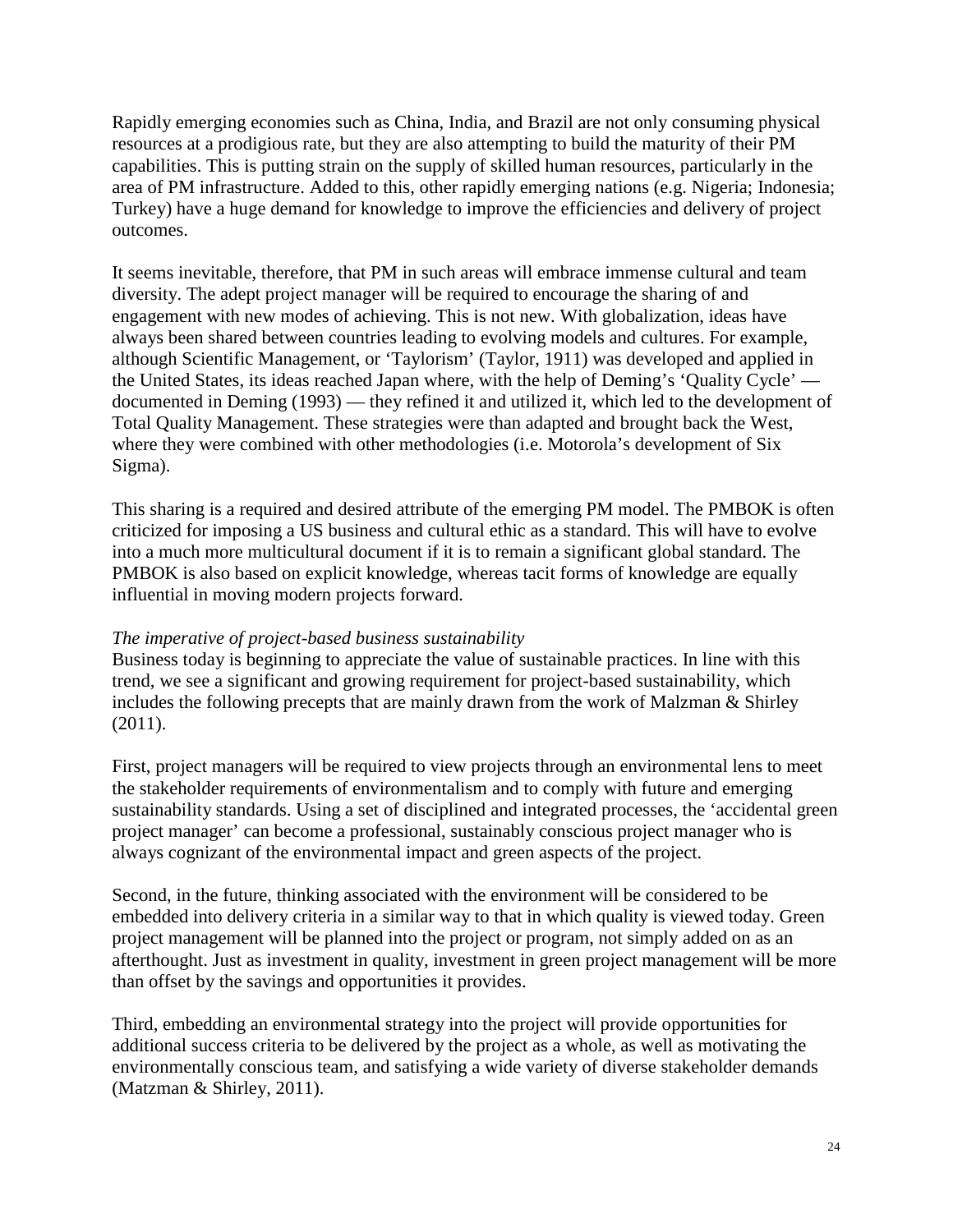Rapidly emerging economies such as China, India, and Brazil are not only consuming physical resources at a prodigious rate, but they are also attempting to build the maturity of their PM capabilities. This is putting strain on the supply of skilled human resources, particularly in the area of PM infrastructure. Added to this, other rapidly emerging nations (e.g. Nigeria; Indonesia; Turkey) have a huge demand for knowledge to improve the efficiencies and delivery of project outcomes.

It seems inevitable, therefore, that PM in such areas will embrace immense cultural and team diversity. The adept project manager will be required to encourage the sharing of and engagement with new modes of achieving. This is not new. With globalization, ideas have always been shared between countries leading to evolving models and cultures. For example, although Scientific Management, or 'Taylorism' (Taylor, 1911) was developed and applied in the United States, its ideas reached Japan where, with the help of Deming's 'Quality Cycle' — documented in Deming (1993) — they refined it and utilized it, which led to the development of Total Quality Management. These strategies were than adapted and brought back the West, where they were combined with other methodologies (i.e. Motorola's development of Six Sigma).

This sharing is a required and desired attribute of the emerging PM model. The PMBOK is often criticized for imposing a US business and cultural ethic as a standard. This will have to evolve into a much more multicultural document if it is to remain a significant global standard. The PMBOK is also based on explicit knowledge, whereas tacit forms of knowledge are equally influential in moving modern projects forward.

*The imperative of project-based business sustainability*

Business today is beginning to appreciate the value of sustainable practices. In line with this trend, we see a significant and growing requirement for project-based sustainability, which includes the following precepts that are mainly drawn from the work of Malzman & Shirley (2011).

First, project managers will be required to view projects through an environmental lens to meet the stakeholder requirements of environmentalism and to comply with future and emerging sustainability standards. Using a set of disciplined and integrated processes, the 'accidental green project manager' can become a professional, sustainably conscious project manager who is always cognizant of the environmental impact and green aspects of the project.

Second, in the future, thinking associated with the environment will be considered to be embedded into delivery criteria in a similar way to that in which quality is viewed today. Green project management will be planned into the project or program, not simply added on as an afterthought. Just as investment in quality, investment in green project management will be more than offset by the savings and opportunities it provides.

Third, embedding an environmental strategy into the project will provide opportunities for additional success criteria to be delivered by the project as a whole, as well as motivating the environmentally conscious team, and satisfying a wide variety of diverse stakeholder demands (Matzman & Shirley, 2011).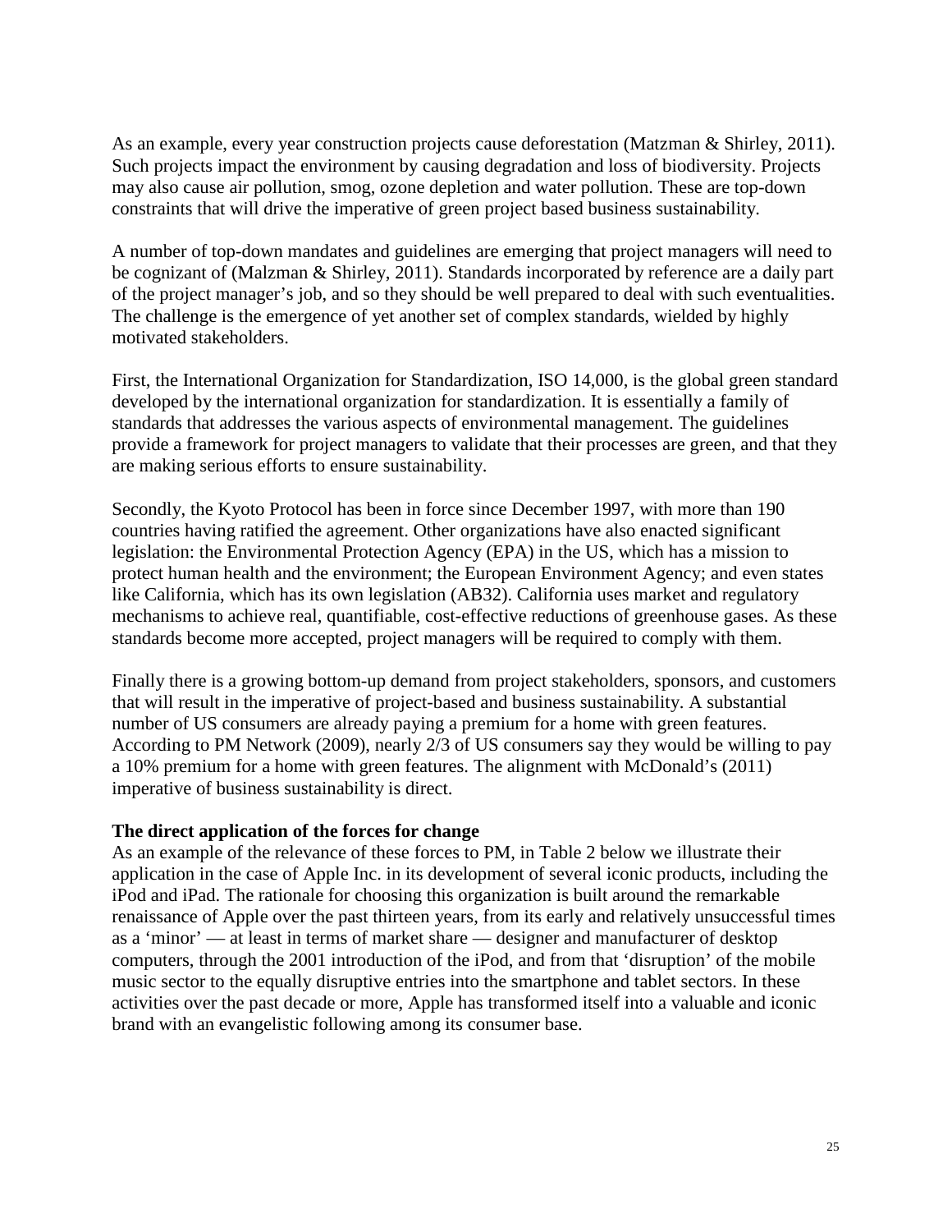As an example, every year construction projects cause deforestation (Matzman & Shirley, 2011). Such projects impact the environment by causing degradation and loss of biodiversity. Projects may also cause air pollution, smog, ozone depletion and water pollution. These are top-down constraints that will drive the imperative of green project based business sustainability.

A number of top-down mandates and guidelines are emerging that project managers will need to be cognizant of (Malzman & Shirley, 2011). Standards incorporated by reference are a daily part of the project manager's job, and so they should be well prepared to deal with such eventualities. The challenge is the emergence of yet another set of complex standards, wielded by highly motivated stakeholders.

First, the International Organization for Standardization, ISO 14,000, is the global green standard developed by the international organization for standardization. It is essentially a family of standards that addresses the various aspects of environmental management. The guidelines provide a framework for project managers to validate that their processes are green, and that they are making serious efforts to ensure sustainability.

Secondly, the Kyoto Protocol has been in force since December 1997, with more than 190 countries having ratified the agreement. Other organizations have also enacted significant legislation: the Environmental Protection Agency (EPA) in the US, which has a mission to protect human health and the environment; the European Environment Agency; and even states like California, which has its own legislation (AB32). California uses market and regulatory mechanisms to achieve real, quantifiable, cost-effective reductions of greenhouse gases. As these standards become more accepted, project managers will be required to comply with them.

Finally there is a growing bottom-up demand from project stakeholders, sponsors, and customers that will result in the imperative of project-based and business sustainability. A substantial number of US consumers are already paying a premium for a home with green features. According to PM Network (2009), nearly 2/3 of US consumers say they would be willing to pay a 10% premium for a home with green features. The alignment with McDonald's (2011) imperative of business sustainability is direct.

**The direct application of the forces for change**

As an example of the relevance of these forces to PM, in Table 2 below we illustrate their application in the case of Apple Inc. in its development of several iconic products, including the iPod and iPad. The rationale for choosing this organization is built around the remarkable renaissance of Apple over the past thirteen years, from its early and relatively unsuccessful times as a 'minor' — at least in terms of market share — designer and manufacturer of desktop computers, through the 2001 introduction of the iPod, and from that 'disruption' of the mobile music sector to the equally disruptive entries into the smartphone and tablet sectors. In these activities over the past decade or more, Apple has transformed itself into a valuable and iconic brand with an evangelistic following among its consumer base.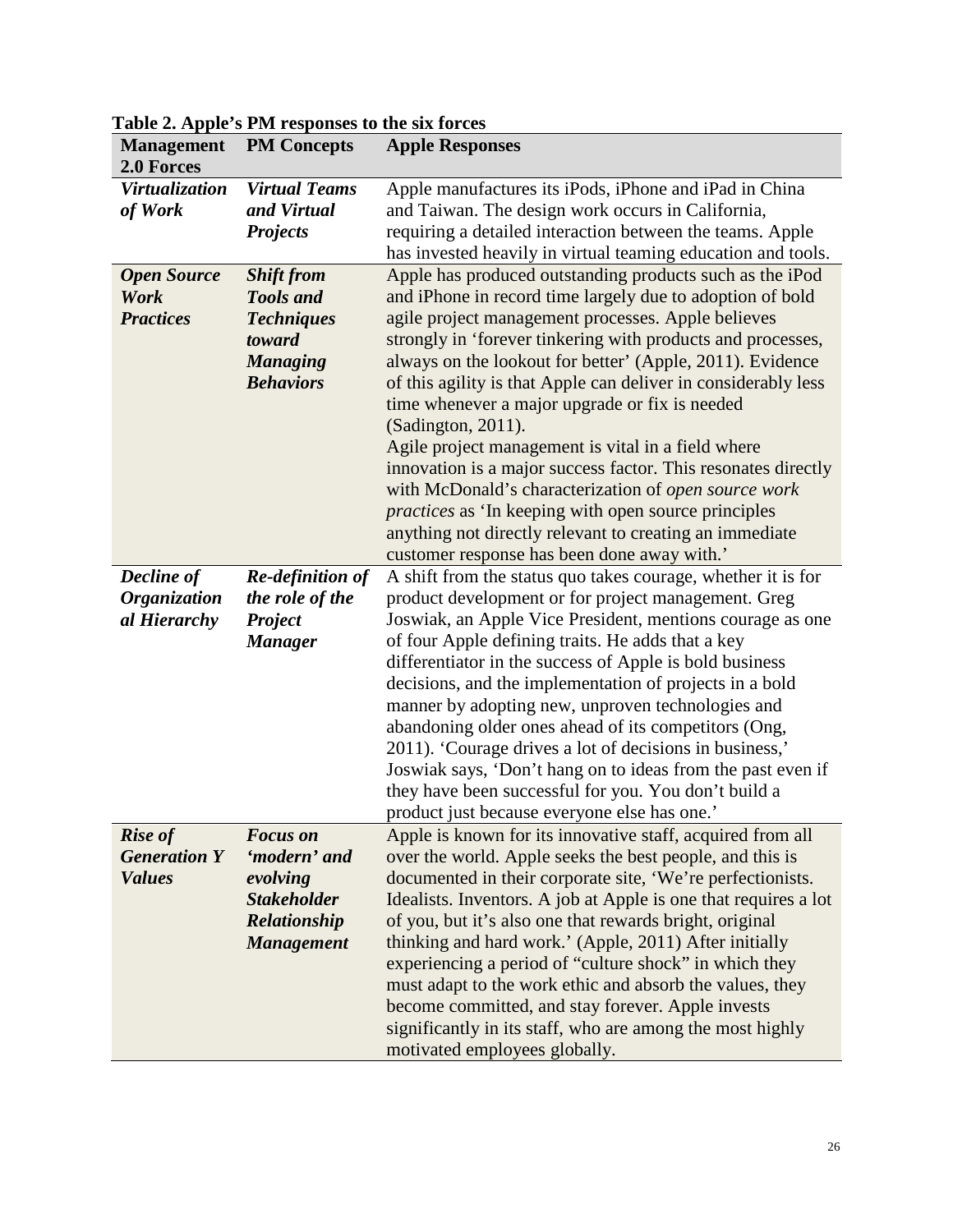**Table 2. Apple's PM responses to the six forces**

| Management 2.0 Forces | PM Concepts | Apple Responses |
|---|---|---|
| ***Virtualization of Work*** | ***Virtual Teams and Virtual Projects*** | Apple manufactures its iPods, iPhone and iPad in China and Taiwan. The design work occurs in California, requiring a detailed interaction between the teams. Apple has invested heavily in virtual teaming education and tools. |
| ***Open Source Work Practices*** | ***Shift from Tools and Techniques toward Managing Behaviors*** | Apple has produced outstanding products such as the iPod and iPhone in record time largely due to adoption of bold agile project management processes. Apple believes strongly in 'forever tinkering with products and processes, always on the lookout for better' (Apple, 2011). Evidence of this agility is that Apple can deliver in considerably less time whenever a major upgrade or fix is needed (Sadington, 2011). Agile project management is vital in a field where innovation is a major success factor. This resonates directly with McDonald's characterization of *open source work practices* as 'In keeping with open source principles anything not directly relevant to creating an immediate customer response has been done away with.' |
| ***Decline of Organizational Hierarchy*** | ***Re-definition of the role of the Project Manager*** | A shift from the status quo takes courage, whether it is for product development or for project management. Greg Joswiak, an Apple Vice President, mentions courage as one of four Apple defining traits. He adds that a key differentiator in the success of Apple is bold business decisions, and the implementation of projects in a bold manner by adopting new, unproven technologies and abandoning older ones ahead of its competitors (Ong, 2011). 'Courage drives a lot of decisions in business,' Joswiak says, 'Don't hang on to ideas from the past even if they have been successful for you. You don't build a product just because everyone else has one.' |
| ***Rise of Generation Y Values*** | ***Focus on 'modern' and evolving Stakeholder Relationship Management*** | Apple is known for its innovative staff, acquired from all over the world. Apple seeks the best people, and this is documented in their corporate site, 'We're perfectionists. Idealists. Inventors. A job at Apple is one that requires a lot of you, but it's also one that rewards bright, original thinking and hard work.' (Apple, 2011) After initially experiencing a period of "culture shock" in which they must adapt to the work ethic and absorb the values, they become committed, and stay forever. Apple invests significantly in its staff, who are among the most highly motivated employees globally. |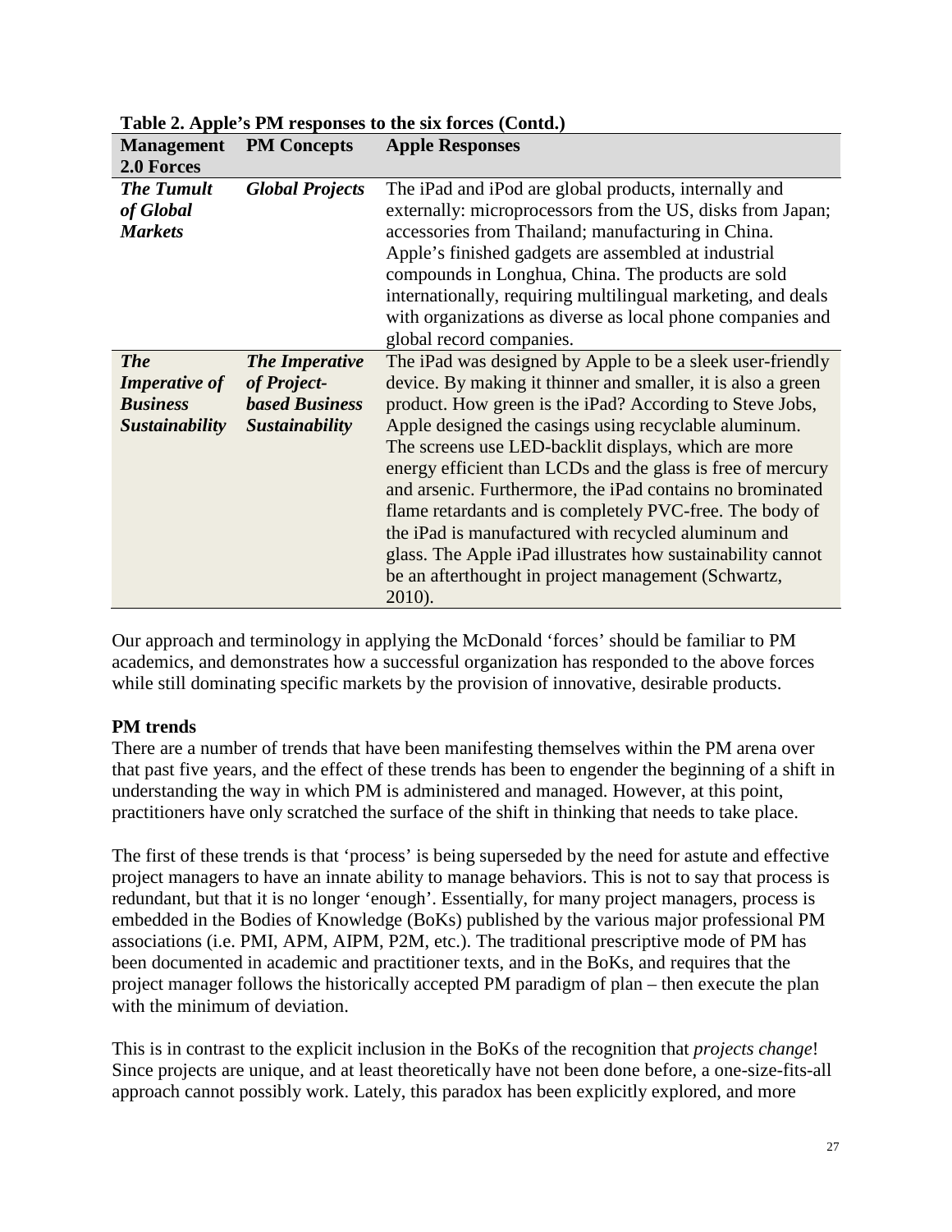**Table 2. Apple's PM responses to the six forces (Contd.)**

| Management 2.0 Forces | PM Concepts | Apple Responses |
|---|---|---|
| ***The Tumult of Global Markets*** | ***Global Projects*** | The iPad and iPod are global products, internally and externally: microprocessors from the US, disks from Japan; accessories from Thailand; manufacturing in China. Apple's finished gadgets are assembled at industrial compounds in Longhua, China. The products are sold internationally, requiring multilingual marketing, and deals with organizations as diverse as local phone companies and global record companies. |
| ***The Imperative of Business Sustainability*** | ***The Imperative of Project-based Business Sustainability*** | The iPad was designed by Apple to be a sleek user-friendly device. By making it thinner and smaller, it is also a green product. How green is the iPad? According to Steve Jobs, Apple designed the casings using recyclable aluminum. The screens use LED-backlit displays, which are more energy efficient than LCDs and the glass is free of mercury and arsenic. Furthermore, the iPad contains no brominated flame retardants and is completely PVC-free. The body of the iPad is manufactured with recycled aluminum and glass. The Apple iPad illustrates how sustainability cannot be an afterthought in project management (Schwartz, 2010). |

Our approach and terminology in applying the McDonald 'forces' should be familiar to PM academics, and demonstrates how a successful organization has responded to the above forces while still dominating specific markets by the provision of innovative, desirable products.

**PM trends**

There are a number of trends that have been manifesting themselves within the PM arena over that past five years, and the effect of these trends has been to engender the beginning of a shift in understanding the way in which PM is administered and managed. However, at this point, practitioners have only scratched the surface of the shift in thinking that needs to take place.

The first of these trends is that 'process' is being superseded by the need for astute and effective project managers to have an innate ability to manage behaviors. This is not to say that process is redundant, but that it is no longer 'enough'. Essentially, for many project managers, process is embedded in the Bodies of Knowledge (BoKs) published by the various major professional PM associations (i.e. PMI, APM, AIPM, P2M, etc.). The traditional prescriptive mode of PM has been documented in academic and practitioner texts, and in the BoKs, and requires that the project manager follows the historically accepted PM paradigm of plan – then execute the plan with the minimum of deviation.

This is in contrast to the explicit inclusion in the BoKs of the recognition that *projects change*! Since projects are unique, and at least theoretically have not been done before, a one-size-fits-all approach cannot possibly work. Lately, this paradox has been explicitly explored, and more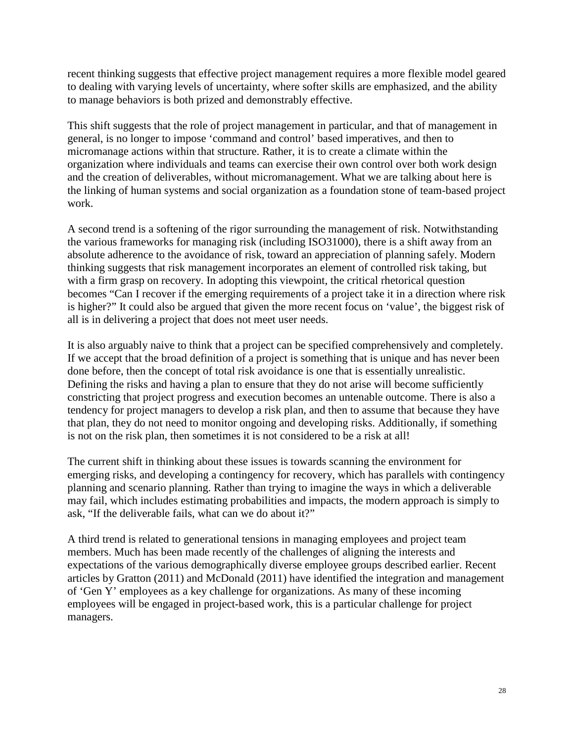recent thinking suggests that effective project management requires a more flexible model geared to dealing with varying levels of uncertainty, where softer skills are emphasized, and the ability to manage behaviors is both prized and demonstrably effective.

This shift suggests that the role of project management in particular, and that of management in general, is no longer to impose 'command and control' based imperatives, and then to micromanage actions within that structure. Rather, it is to create a climate within the organization where individuals and teams can exercise their own control over both work design and the creation of deliverables, without micromanagement. What we are talking about here is the linking of human systems and social organization as a foundation stone of team-based project work.

A second trend is a softening of the rigor surrounding the management of risk. Notwithstanding the various frameworks for managing risk (including ISO31000), there is a shift away from an absolute adherence to the avoidance of risk, toward an appreciation of planning safely. Modern thinking suggests that risk management incorporates an element of controlled risk taking, but with a firm grasp on recovery. In adopting this viewpoint, the critical rhetorical question becomes "Can I recover if the emerging requirements of a project take it in a direction where risk is higher?" It could also be argued that given the more recent focus on 'value', the biggest risk of all is in delivering a project that does not meet user needs.

It is also arguably naive to think that a project can be specified comprehensively and completely. If we accept that the broad definition of a project is something that is unique and has never been done before, then the concept of total risk avoidance is one that is essentially unrealistic. Defining the risks and having a plan to ensure that they do not arise will become sufficiently constricting that project progress and execution becomes an untenable outcome. There is also a tendency for project managers to develop a risk plan, and then to assume that because they have that plan, they do not need to monitor ongoing and developing risks. Additionally, if something is not on the risk plan, then sometimes it is not considered to be a risk at all!

The current shift in thinking about these issues is towards scanning the environment for emerging risks, and developing a contingency for recovery, which has parallels with contingency planning and scenario planning. Rather than trying to imagine the ways in which a deliverable may fail, which includes estimating probabilities and impacts, the modern approach is simply to ask, "If the deliverable fails, what can we do about it?"

A third trend is related to generational tensions in managing employees and project team members. Much has been made recently of the challenges of aligning the interests and expectations of the various demographically diverse employee groups described earlier. Recent articles by Gratton (2011) and McDonald (2011) have identified the integration and management of 'Gen Y' employees as a key challenge for organizations. As many of these incoming employees will be engaged in project-based work, this is a particular challenge for project managers.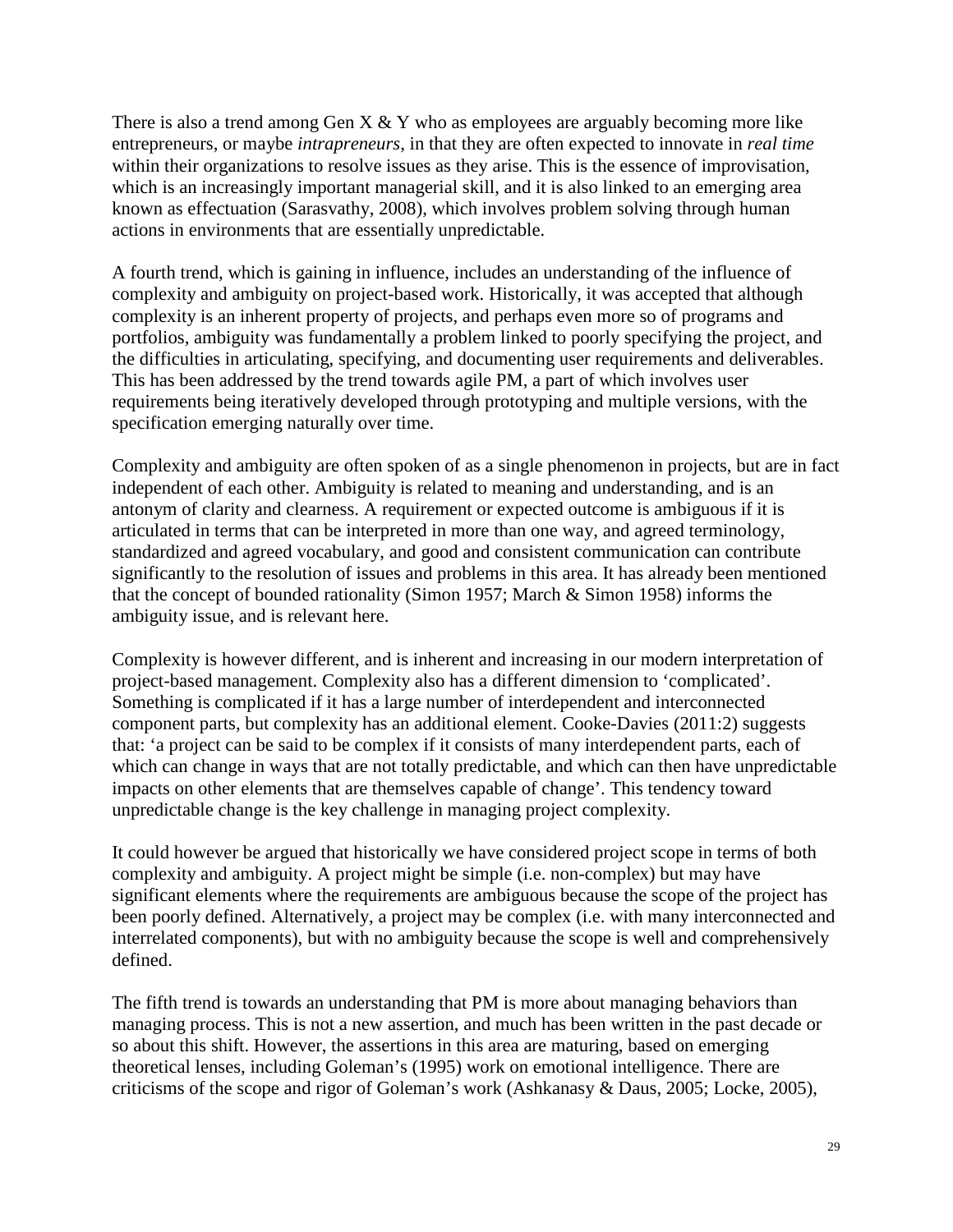There is also a trend among Gen X & Y who as employees are arguably becoming more like entrepreneurs, or maybe *intrapreneurs*, in that they are often expected to innovate in *real time* within their organizations to resolve issues as they arise. This is the essence of improvisation, which is an increasingly important managerial skill, and it is also linked to an emerging area known as effectuation (Sarasvathy, 2008), which involves problem solving through human actions in environments that are essentially unpredictable.

A fourth trend, which is gaining in influence, includes an understanding of the influence of complexity and ambiguity on project-based work. Historically, it was accepted that although complexity is an inherent property of projects, and perhaps even more so of programs and portfolios, ambiguity was fundamentally a problem linked to poorly specifying the project, and the difficulties in articulating, specifying, and documenting user requirements and deliverables. This has been addressed by the trend towards agile PM, a part of which involves user requirements being iteratively developed through prototyping and multiple versions, with the specification emerging naturally over time.

Complexity and ambiguity are often spoken of as a single phenomenon in projects, but are in fact independent of each other. Ambiguity is related to meaning and understanding, and is an antonym of clarity and clearness. A requirement or expected outcome is ambiguous if it is articulated in terms that can be interpreted in more than one way, and agreed terminology, standardized and agreed vocabulary, and good and consistent communication can contribute significantly to the resolution of issues and problems in this area. It has already been mentioned that the concept of bounded rationality (Simon 1957; March & Simon 1958) informs the ambiguity issue, and is relevant here.

Complexity is however different, and is inherent and increasing in our modern interpretation of project-based management. Complexity also has a different dimension to 'complicated'. Something is complicated if it has a large number of interdependent and interconnected component parts, but complexity has an additional element. Cooke-Davies (2011:2) suggests that: 'a project can be said to be complex if it consists of many interdependent parts, each of which can change in ways that are not totally predictable, and which can then have unpredictable impacts on other elements that are themselves capable of change'. This tendency toward unpredictable change is the key challenge in managing project complexity.

It could however be argued that historically we have considered project scope in terms of both complexity and ambiguity. A project might be simple (i.e. non-complex) but may have significant elements where the requirements are ambiguous because the scope of the project has been poorly defined. Alternatively, a project may be complex (i.e. with many interconnected and interrelated components), but with no ambiguity because the scope is well and comprehensively defined.

The fifth trend is towards an understanding that PM is more about managing behaviors than managing process. This is not a new assertion, and much has been written in the past decade or so about this shift. However, the assertions in this area are maturing, based on emerging theoretical lenses, including Goleman's (1995) work on emotional intelligence. There are criticisms of the scope and rigor of Goleman's work (Ashkanasy & Daus, 2005; Locke, 2005),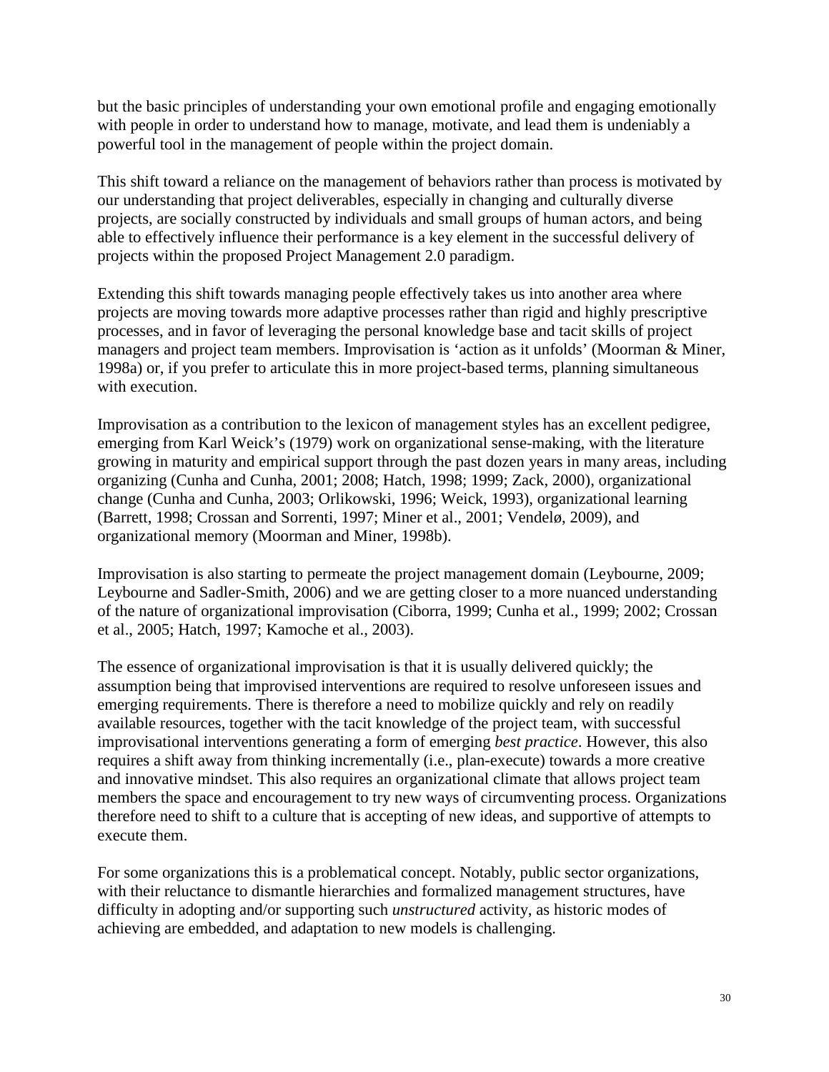but the basic principles of understanding your own emotional profile and engaging emotionally with people in order to understand how to manage, motivate, and lead them is undeniably a powerful tool in the management of people within the project domain.

This shift toward a reliance on the management of behaviors rather than process is motivated by our understanding that project deliverables, especially in changing and culturally diverse projects, are socially constructed by individuals and small groups of human actors, and being able to effectively influence their performance is a key element in the successful delivery of projects within the proposed Project Management 2.0 paradigm.

Extending this shift towards managing people effectively takes us into another area where projects are moving towards more adaptive processes rather than rigid and highly prescriptive processes, and in favor of leveraging the personal knowledge base and tacit skills of project managers and project team members. Improvisation is 'action as it unfolds' (Moorman & Miner, 1998a) or, if you prefer to articulate this in more project-based terms, planning simultaneous with execution.

Improvisation as a contribution to the lexicon of management styles has an excellent pedigree, emerging from Karl Weick's (1979) work on organizational sense-making, with the literature growing in maturity and empirical support through the past dozen years in many areas, including organizing (Cunha and Cunha, 2001; 2008; Hatch, 1998; 1999; Zack, 2000), organizational change (Cunha and Cunha, 2003; Orlikowski, 1996; Weick, 1993), organizational learning (Barrett, 1998; Crossan and Sorrenti, 1997; Miner et al., 2001; Vendelø, 2009), and organizational memory (Moorman and Miner, 1998b).

Improvisation is also starting to permeate the project management domain (Leybourne, 2009; Leybourne and Sadler-Smith, 2006) and we are getting closer to a more nuanced understanding of the nature of organizational improvisation (Ciborra, 1999; Cunha et al., 1999; 2002; Crossan et al., 2005; Hatch, 1997; Kamoche et al., 2003).

The essence of organizational improvisation is that it is usually delivered quickly; the assumption being that improvised interventions are required to resolve unforeseen issues and emerging requirements. There is therefore a need to mobilize quickly and rely on readily available resources, together with the tacit knowledge of the project team, with successful improvisational interventions generating a form of emerging *best practice*. However, this also requires a shift away from thinking incrementally (i.e., plan-execute) towards a more creative and innovative mindset. This also requires an organizational climate that allows project team members the space and encouragement to try new ways of circumventing process. Organizations therefore need to shift to a culture that is accepting of new ideas, and supportive of attempts to execute them.

For some organizations this is a problematical concept. Notably, public sector organizations, with their reluctance to dismantle hierarchies and formalized management structures, have difficulty in adopting and/or supporting such *unstructured* activity, as historic modes of achieving are embedded, and adaptation to new models is challenging.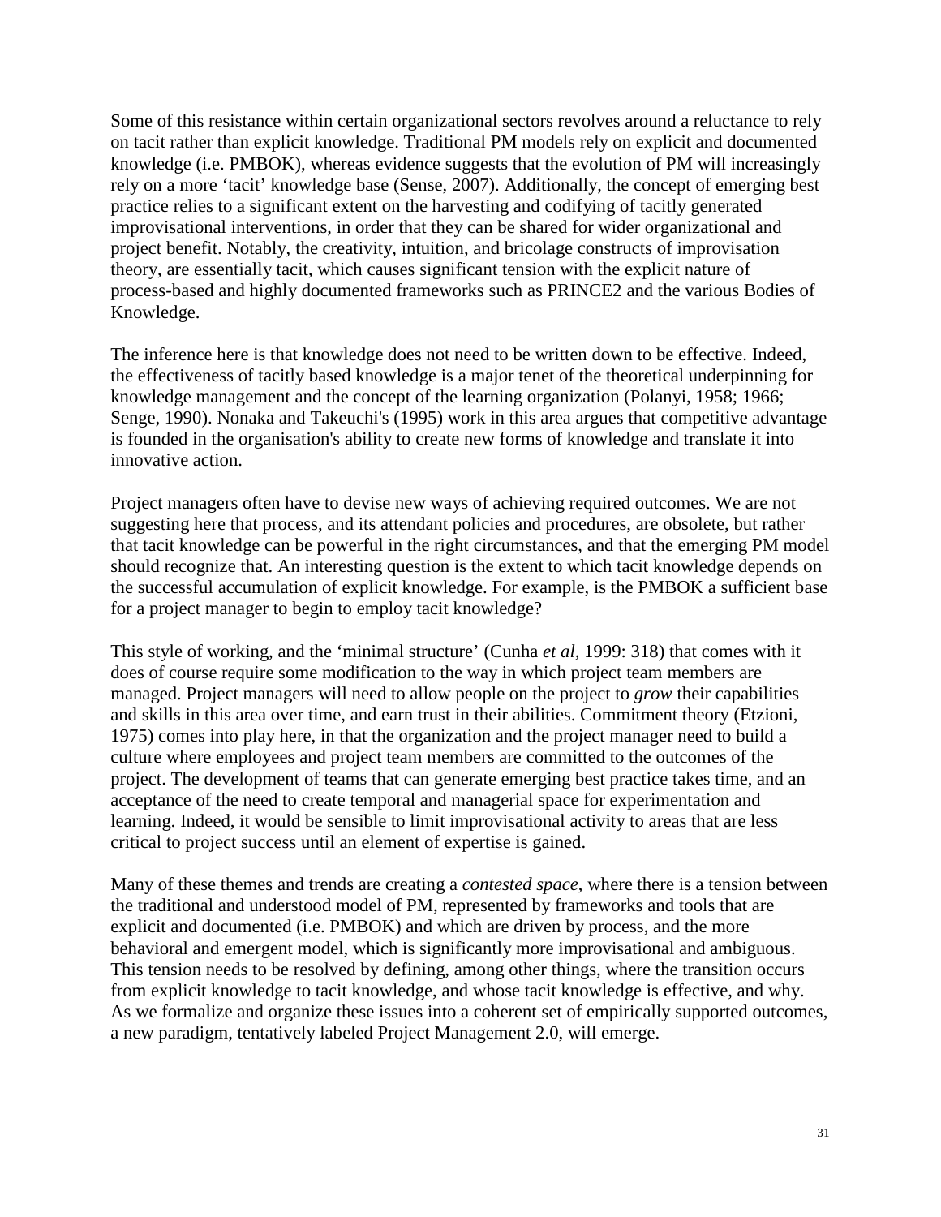Some of this resistance within certain organizational sectors revolves around a reluctance to rely on tacit rather than explicit knowledge. Traditional PM models rely on explicit and documented knowledge (i.e. PMBOK), whereas evidence suggests that the evolution of PM will increasingly rely on a more 'tacit' knowledge base (Sense, 2007). Additionally, the concept of emerging best practice relies to a significant extent on the harvesting and codifying of tacitly generated improvisational interventions, in order that they can be shared for wider organizational and project benefit. Notably, the creativity, intuition, and bricolage constructs of improvisation theory, are essentially tacit, which causes significant tension with the explicit nature of process-based and highly documented frameworks such as PRINCE2 and the various Bodies of Knowledge.

The inference here is that knowledge does not need to be written down to be effective. Indeed, the effectiveness of tacitly based knowledge is a major tenet of the theoretical underpinning for knowledge management and the concept of the learning organization (Polanyi, 1958; 1966; Senge, 1990). Nonaka and Takeuchi's (1995) work in this area argues that competitive advantage is founded in the organisation's ability to create new forms of knowledge and translate it into innovative action.

Project managers often have to devise new ways of achieving required outcomes. We are not suggesting here that process, and its attendant policies and procedures, are obsolete, but rather that tacit knowledge can be powerful in the right circumstances, and that the emerging PM model should recognize that. An interesting question is the extent to which tacit knowledge depends on the successful accumulation of explicit knowledge. For example, is the PMBOK a sufficient base for a project manager to begin to employ tacit knowledge?

This style of working, and the 'minimal structure' (Cunha *et al*, 1999: 318) that comes with it does of course require some modification to the way in which project team members are managed. Project managers will need to allow people on the project to *grow* their capabilities and skills in this area over time, and earn trust in their abilities. Commitment theory (Etzioni, 1975) comes into play here, in that the organization and the project manager need to build a culture where employees and project team members are committed to the outcomes of the project. The development of teams that can generate emerging best practice takes time, and an acceptance of the need to create temporal and managerial space for experimentation and learning. Indeed, it would be sensible to limit improvisational activity to areas that are less critical to project success until an element of expertise is gained.

Many of these themes and trends are creating a *contested space*, where there is a tension between the traditional and understood model of PM, represented by frameworks and tools that are explicit and documented (i.e. PMBOK) and which are driven by process, and the more behavioral and emergent model, which is significantly more improvisational and ambiguous. This tension needs to be resolved by defining, among other things, where the transition occurs from explicit knowledge to tacit knowledge, and whose tacit knowledge is effective, and why. As we formalize and organize these issues into a coherent set of empirically supported outcomes, a new paradigm, tentatively labeled Project Management 2.0, will emerge.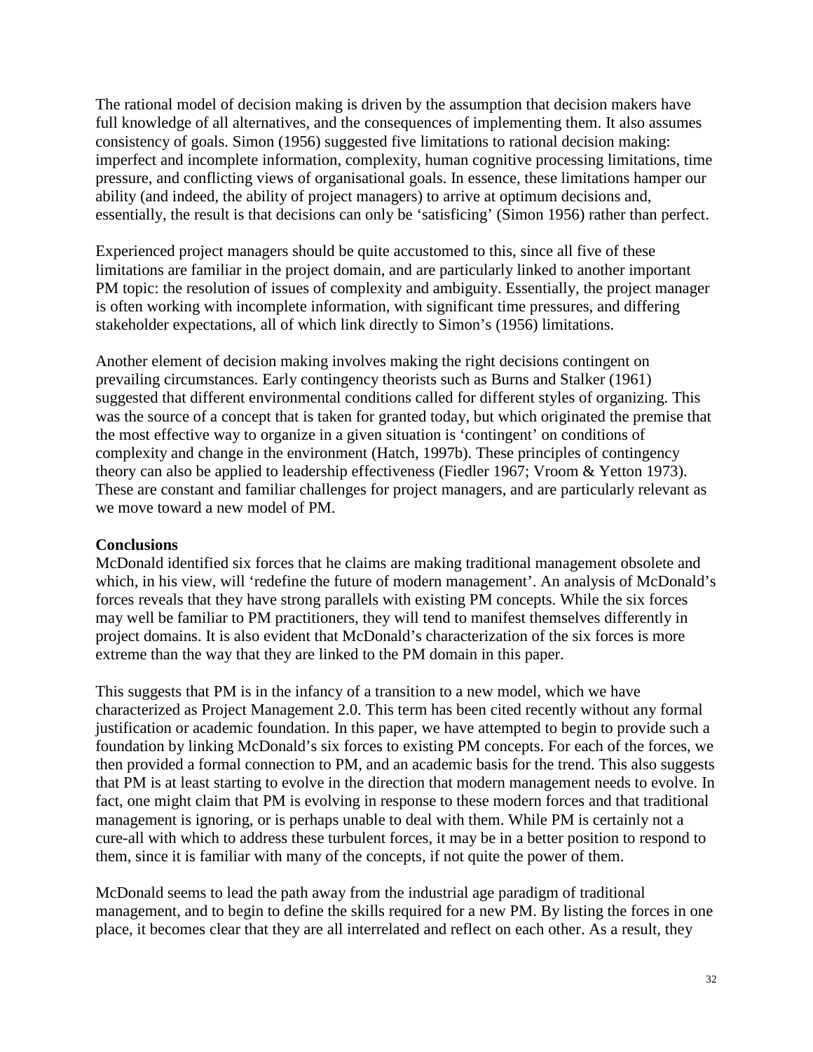The rational model of decision making is driven by the assumption that decision makers have full knowledge of all alternatives, and the consequences of implementing them. It also assumes consistency of goals. Simon (1956) suggested five limitations to rational decision making: imperfect and incomplete information, complexity, human cognitive processing limitations, time pressure, and conflicting views of organisational goals. In essence, these limitations hamper our ability (and indeed, the ability of project managers) to arrive at optimum decisions and, essentially, the result is that decisions can only be 'satisficing' (Simon 1956) rather than perfect.

Experienced project managers should be quite accustomed to this, since all five of these limitations are familiar in the project domain, and are particularly linked to another important PM topic: the resolution of issues of complexity and ambiguity. Essentially, the project manager is often working with incomplete information, with significant time pressures, and differing stakeholder expectations, all of which link directly to Simon's (1956) limitations.

Another element of decision making involves making the right decisions contingent on prevailing circumstances. Early contingency theorists such as Burns and Stalker (1961) suggested that different environmental conditions called for different styles of organizing. This was the source of a concept that is taken for granted today, but which originated the premise that the most effective way to organize in a given situation is 'contingent' on conditions of complexity and change in the environment (Hatch, 1997b). These principles of contingency theory can also be applied to leadership effectiveness (Fiedler 1967; Vroom & Yetton 1973). These are constant and familiar challenges for project managers, and are particularly relevant as we move toward a new model of PM.

**Conclusions**

McDonald identified six forces that he claims are making traditional management obsolete and which, in his view, will 'redefine the future of modern management'. An analysis of McDonald's forces reveals that they have strong parallels with existing PM concepts. While the six forces may well be familiar to PM practitioners, they will tend to manifest themselves differently in project domains. It is also evident that McDonald's characterization of the six forces is more extreme than the way that they are linked to the PM domain in this paper.

This suggests that PM is in the infancy of a transition to a new model, which we have characterized as Project Management 2.0. This term has been cited recently without any formal justification or academic foundation. In this paper, we have attempted to begin to provide such a foundation by linking McDonald's six forces to existing PM concepts. For each of the forces, we then provided a formal connection to PM, and an academic basis for the trend. This also suggests that PM is at least starting to evolve in the direction that modern management needs to evolve. In fact, one might claim that PM is evolving in response to these modern forces and that traditional management is ignoring, or is perhaps unable to deal with them. While PM is certainly not a cure-all with which to address these turbulent forces, it may be in a better position to respond to them, since it is familiar with many of the concepts, if not quite the power of them.

McDonald seems to lead the path away from the industrial age paradigm of traditional management, and to begin to define the skills required for a new PM. By listing the forces in one place, it becomes clear that they are all interrelated and reflect on each other. As a result, they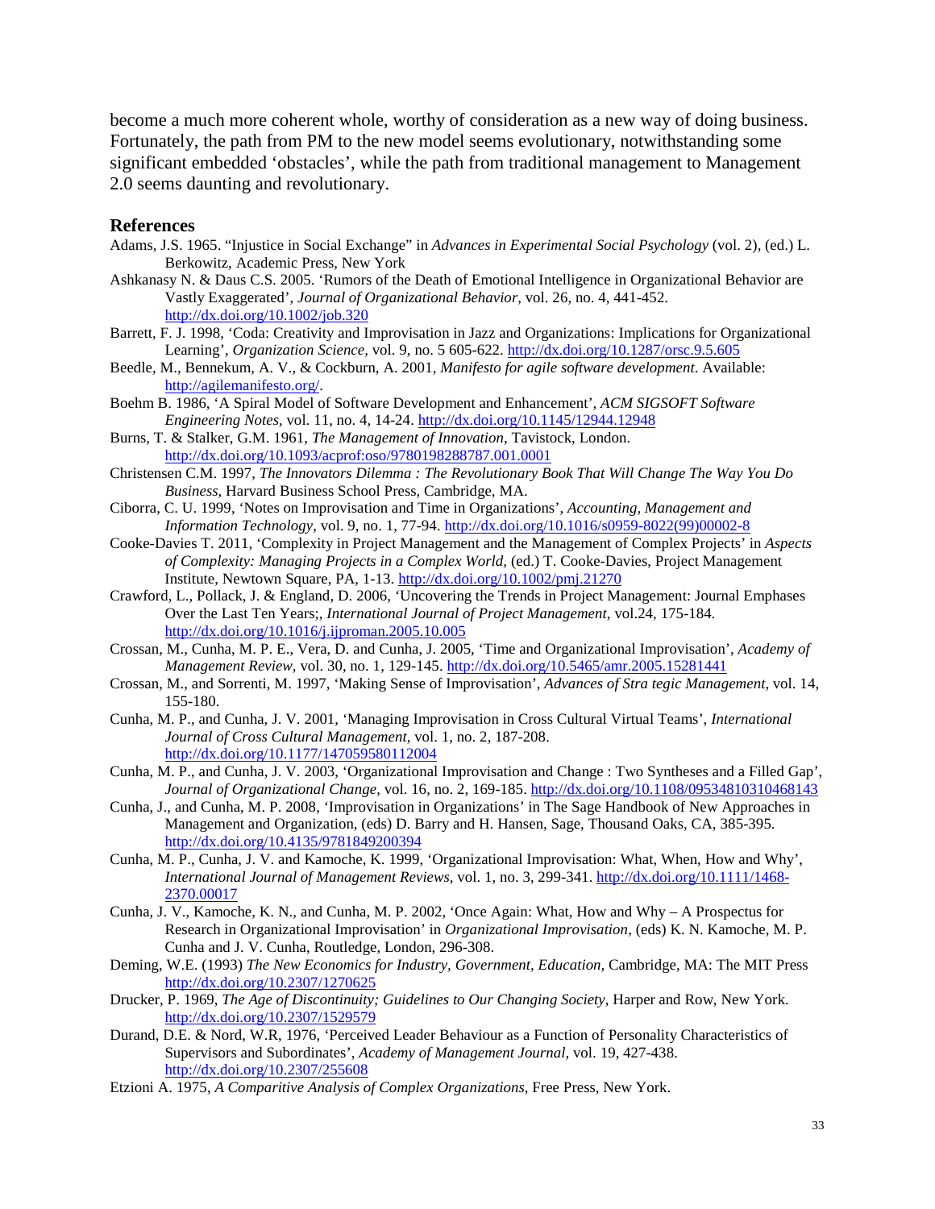become a much more coherent whole, worthy of consideration as a new way of doing business. Fortunately, the path from PM to the new model seems evolutionary, notwithstanding some significant embedded 'obstacles', while the path from traditional management to Management 2.0 seems daunting and revolutionary.

### References

Adams, J.S. 1965. "Injustice in Social Exchange" in *Advances in Experimental Social Psychology* (vol. 2), (ed.) L. Berkowitz, Academic Press, New York

Ashkanasy N. & Daus C.S. 2005. 'Rumors of the Death of Emotional Intelligence in Organizational Behavior are Vastly Exaggerated', *Journal of Organizational Behavior,* vol. 26, no. 4, 441-452. http://dx.doi.org/10.1002/job.320

Barrett, F. J. 1998, 'Coda: Creativity and Improvisation in Jazz and Organizations: Implications for Organizational Learning', *Organization Science,* vol. 9, no. 5 605-622. http://dx.doi.org/10.1287/orsc.9.5.605

Beedle, M., Bennekum, A. V., & Cockburn, A. 2001, *Manifesto for agile software development*. Available: http://agilemanifesto.org/.

Boehm B. 1986, 'A Spiral Model of Software Development and Enhancement', *ACM SIGSOFT Software Engineering Notes,* vol. 11, no. 4, 14-24. http://dx.doi.org/10.1145/12944.12948

Burns, T. & Stalker, G.M. 1961, *The Management of Innovation*, Tavistock, London. http://dx.doi.org/10.1093/acprof:oso/9780198288787.001.0001

Christensen C.M. 1997, *The Innovators Dilemma : The Revolutionary Book That Will Change The Way You Do Business,* Harvard Business School Press, Cambridge, MA.

Ciborra, C. U. 1999, 'Notes on Improvisation and Time in Organizations', *Accounting, Management and Information Technology*, vol. 9, no. 1, 77-94. http://dx.doi.org/10.1016/s0959-8022(99)00002-8

Cooke-Davies T. 2011, 'Complexity in Project Management and the Management of Complex Projects' in *Aspects of Complexity: Managing Projects in a Complex World,* (ed.) T. Cooke-Davies, Project Management Institute, Newtown Square, PA, 1-13. http://dx.doi.org/10.1002/pmj.21270

Crawford, L., Pollack, J. & England, D. 2006, 'Uncovering the Trends in Project Management: Journal Emphases Over the Last Ten Years;, *International Journal of Project Management,* vol.24, 175-184. http://dx.doi.org/10.1016/j.ijproman.2005.10.005

Crossan, M., Cunha, M. P. E., Vera, D. and Cunha, J. 2005, 'Time and Organizational Improvisation', *Academy of Management Review,* vol. 30, no. 1, 129-145. http://dx.doi.org/10.5465/amr.2005.15281441

Crossan, M., and Sorrenti, M. 1997, 'Making Sense of Improvisation', *Advances of Stra tegic Management*, vol. 14, 155-180.

Cunha, M. P., and Cunha, J. V. 2001, 'Managing Improvisation in Cross Cultural Virtual Teams', *International Journal of Cross Cultural Management*, vol. 1, no. 2, 187-208. http://dx.doi.org/10.1177/147059580112004

Cunha, M. P., and Cunha, J. V. 2003, 'Organizational Improvisation and Change : Two Syntheses and a Filled Gap', *Journal of Organizational Change*, vol. 16, no. 2, 169-185. http://dx.doi.org/10.1108/09534810310468143

Cunha, J., and Cunha, M. P. 2008, 'Improvisation in Organizations' in The Sage Handbook of New Approaches in Management and Organization, (eds) D. Barry and H. Hansen, Sage, Thousand Oaks, CA, 385-395. http://dx.doi.org/10.4135/9781849200394

Cunha, M. P., Cunha, J. V. and Kamoche, K. 1999, 'Organizational Improvisation: What, When, How and Why', *International Journal of Management Reviews,* vol. 1, no. 3, 299-341. http://dx.doi.org/10.1111/1468-2370.00017

Cunha, J. V., Kamoche, K. N., and Cunha, M. P. 2002, 'Once Again: What, How and Why – A Prospectus for Research in Organizational Improvisation' in *Organizational Improvisation*, (eds) K. N. Kamoche, M. P. Cunha and J. V. Cunha, Routledge, London, 296-308.

Deming, W.E. (1993) *The New Economics for Industry, Government, Education,* Cambridge, MA: The MIT Press http://dx.doi.org/10.2307/1270625

Drucker, P. 1969, *The Age of Discontinuity; Guidelines to Our Changing Society*, Harper and Row, New York. http://dx.doi.org/10.2307/1529579

Durand, D.E. & Nord, W.R, 1976, 'Perceived Leader Behaviour as a Function of Personality Characteristics of Supervisors and Subordinates', *Academy of Management Journal,* vol. 19, 427-438. http://dx.doi.org/10.2307/255608

Etzioni A. 1975, *A Comparitive Analysis of Complex Organizations*, Free Press, New York.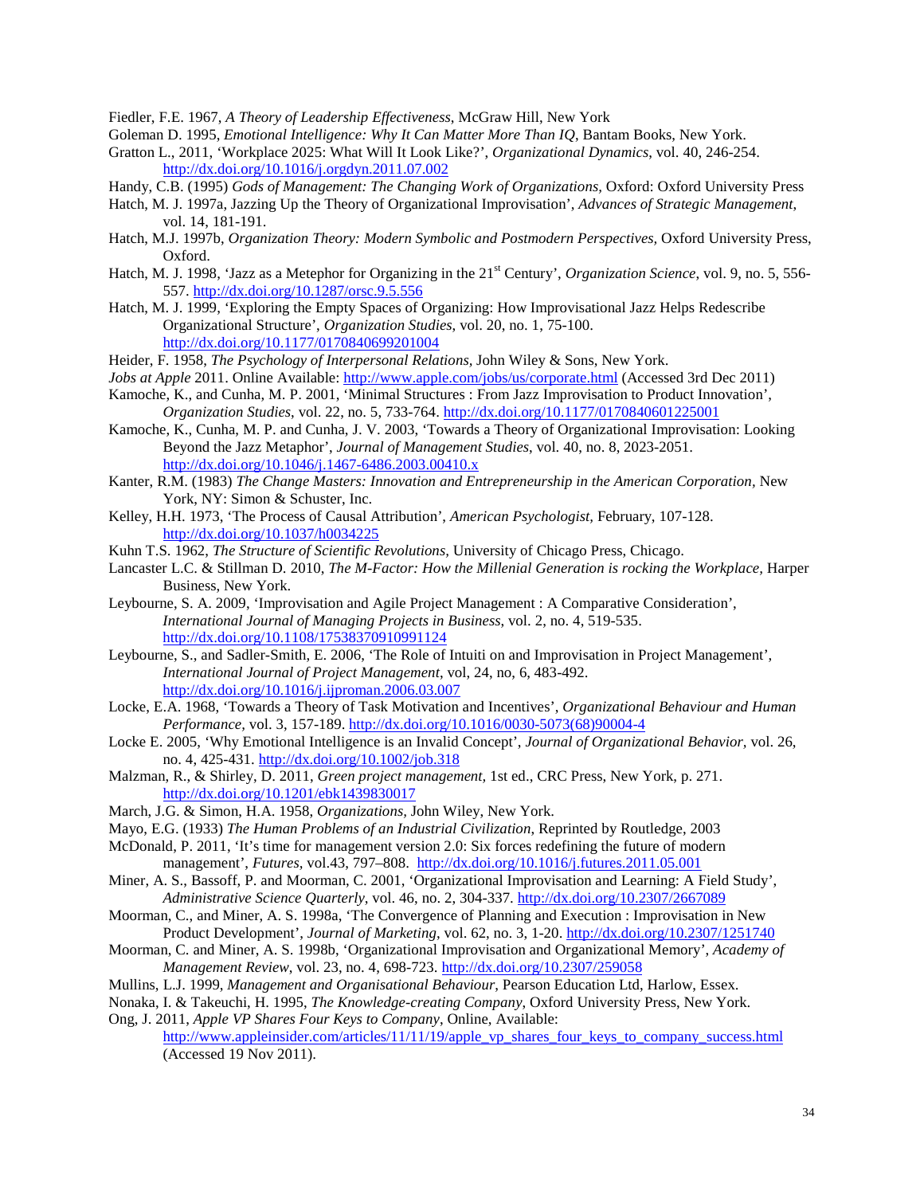Fiedler, F.E. 1967, *A Theory of Leadership Effectiveness*, McGraw Hill, New York

Goleman D. 1995, *Emotional Intelligence: Why It Can Matter More Than IQ*, Bantam Books, New York.

Gratton L., 2011, 'Workplace 2025: What Will It Look Like?', *Organizational Dynamics*, vol. 40, 246-254. http://dx.doi.org/10.1016/j.orgdyn.2011.07.002

Handy, C.B. (1995) *Gods of Management: The Changing Work of Organizations*, Oxford: Oxford University Press

Hatch, M. J. 1997a, Jazzing Up the Theory of Organizational Improvisation', *Advances of Strategic Management*, vol. 14, 181-191.

Hatch, M.J. 1997b, *Organization Theory: Modern Symbolic and Postmodern Perspectives*, Oxford University Press, Oxford.

Hatch, M. J. 1998, 'Jazz as a Metephor for Organizing in the 21st Century', *Organization Science*, vol. 9, no. 5, 556-557. http://dx.doi.org/10.1287/orsc.9.5.556

Hatch, M. J. 1999, 'Exploring the Empty Spaces of Organizing: How Improvisational Jazz Helps Redescribe Organizational Structure', *Organization Studies*, vol. 20, no. 1, 75-100. http://dx.doi.org/10.1177/0170840699201004

Heider, F. 1958, *The Psychology of Interpersonal Relations*, John Wiley & Sons, New York.

*Jobs at Apple* 2011. Online Available: http://www.apple.com/jobs/us/corporate.html (Accessed 3rd Dec 2011)

Kamoche, K., and Cunha, M. P. 2001, 'Minimal Structures : From Jazz Improvisation to Product Innovation', *Organization Studies*, vol. 22, no. 5, 733-764. http://dx.doi.org/10.1177/0170840601225001

Kamoche, K., Cunha, M. P. and Cunha, J. V. 2003, 'Towards a Theory of Organizational Improvisation: Looking Beyond the Jazz Metaphor', *Journal of Management Studies*, vol. 40, no. 8, 2023-2051. http://dx.doi.org/10.1046/j.1467-6486.2003.00410.x

Kanter, R.M. (1983) *The Change Masters: Innovation and Entrepreneurship in the American Corporation*, New York, NY: Simon & Schuster, Inc.

Kelley, H.H. 1973, 'The Process of Causal Attribution', *American Psychologist*, February, 107-128. http://dx.doi.org/10.1037/h0034225

Kuhn T.S. 1962, *The Structure of Scientific Revolutions*, University of Chicago Press, Chicago.

Lancaster L.C. & Stillman D. 2010, *The M-Factor: How the Millenial Generation is rocking the Workplace*, Harper Business, New York.

Leybourne, S. A. 2009, 'Improvisation and Agile Project Management : A Comparative Consideration', *International Journal of Managing Projects in Business*, vol. 2, no. 4, 519-535. http://dx.doi.org/10.1108/17538370910991124

Leybourne, S., and Sadler-Smith, E. 2006, 'The Role of Intuiti on and Improvisation in Project Management', *International Journal of Project Management*, vol, 24, no, 6, 483-492. http://dx.doi.org/10.1016/j.ijproman.2006.03.007

Locke, E.A. 1968, 'Towards a Theory of Task Motivation and Incentives', *Organizational Behaviour and Human Performance*, vol. 3, 157-189. http://dx.doi.org/10.1016/0030-5073(68)90004-4

Locke E. 2005, 'Why Emotional Intelligence is an Invalid Concept', *Journal of Organizational Behavior*, vol. 26, no. 4, 425-431. http://dx.doi.org/10.1002/job.318

Malzman, R., & Shirley, D. 2011, *Green project management*, 1st ed., CRC Press, New York, p. 271. http://dx.doi.org/10.1201/ebk1439830017

March, J.G. & Simon, H.A. 1958, *Organizations*, John Wiley, New York.

Mayo, E.G. (1933) *The Human Problems of an Industrial Civilization*, Reprinted by Routledge, 2003

McDonald, P. 2011, 'It's time for management version 2.0: Six forces redefining the future of modern management', *Futures*, vol.43, 797–808. http://dx.doi.org/10.1016/j.futures.2011.05.001

Miner, A. S., Bassoff, P. and Moorman, C. 2001, 'Organizational Improvisation and Learning: A Field Study', *Administrative Science Quarterly*, vol. 46, no. 2, 304-337. http://dx.doi.org/10.2307/2667089

Moorman, C., and Miner, A. S. 1998a, 'The Convergence of Planning and Execution : Improvisation in New Product Development', *Journal of Marketing*, vol. 62, no. 3, 1-20. http://dx.doi.org/10.2307/1251740

Moorman, C. and Miner, A. S. 1998b, 'Organizational Improvisation and Organizational Memory', *Academy of Management Review*, vol. 23, no. 4, 698-723. http://dx.doi.org/10.2307/259058

Mullins, L.J. 1999, *Management and Organisational Behaviour*, Pearson Education Ltd, Harlow, Essex.

Nonaka, I. & Takeuchi, H. 1995, *The Knowledge-creating Company*, Oxford University Press, New York.

Ong, J. 2011, *Apple VP Shares Four Keys to Company*, Online, Available: http://www.appleinsider.com/articles/11/11/19/apple_vp_shares_four_keys_to_company_success.html (Accessed 19 Nov 2011).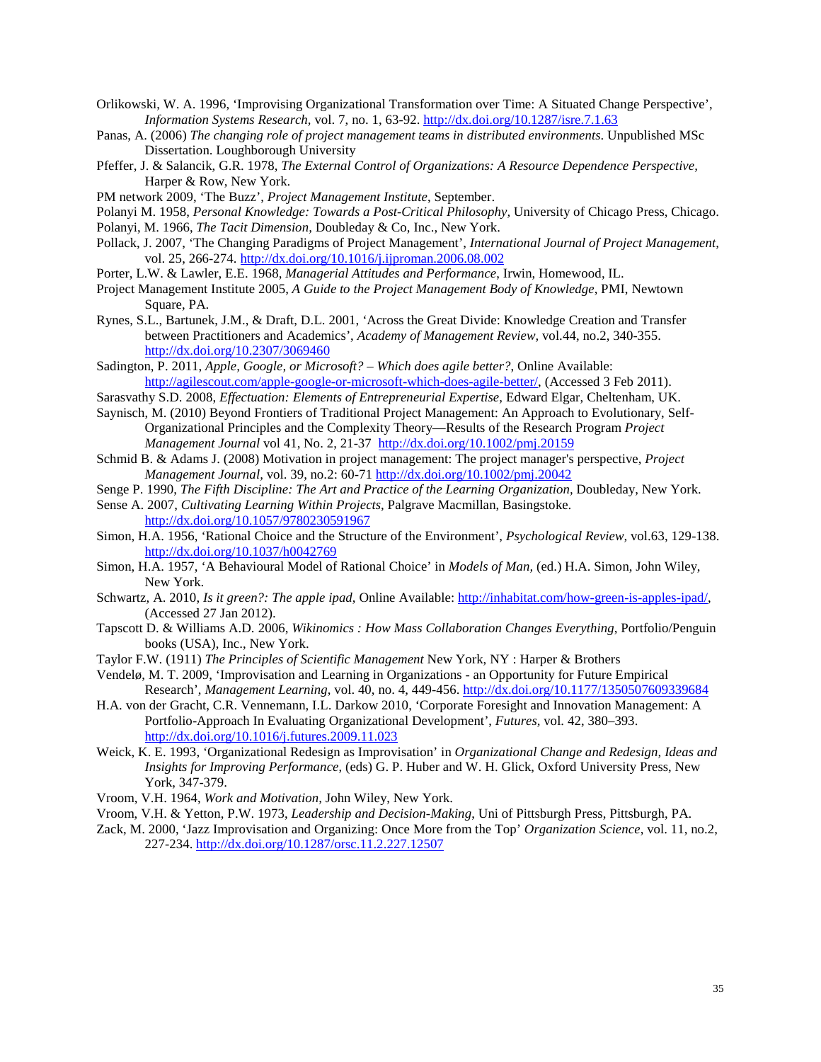Orlikowski, W. A. 1996, 'Improvising Organizational Transformation over Time: A Situated Change Perspective', *Information Systems Research,* vol. 7, no. 1, 63-92. http://dx.doi.org/10.1287/isre.7.1.63

Panas, A. (2006) *The changing role of project management teams in distributed environments.* Unpublished MSc Dissertation. Loughborough University

Pfeffer, J. & Salancik, G.R. 1978, *The External Control of Organizations: A Resource Dependence Perspective,* Harper & Row, New York.

PM network 2009, 'The Buzz', *Project Management Institute*, September.

Polanyi M. 1958, *Personal Knowledge: Towards a Post-Critical Philosophy,* University of Chicago Press, Chicago.

Polanyi, M. 1966, *The Tacit Dimension,* Doubleday & Co, Inc., New York.

Pollack, J. 2007, 'The Changing Paradigms of Project Management', *International Journal of Project Management,* vol. 25, 266-274. http://dx.doi.org/10.1016/j.ijproman.2006.08.002

Porter, L.W. & Lawler, E.E. 1968, *Managerial Attitudes and Performance,* Irwin, Homewood, IL.

Project Management Institute 2005, *A Guide to the Project Management Body of Knowledge*, PMI, Newtown Square, PA.

Rynes, S.L., Bartunek, J.M., & Draft, D.L. 2001, 'Across the Great Divide: Knowledge Creation and Transfer between Practitioners and Academics', *Academy of Management Review,* vol.44, no.2, 340-355. http://dx.doi.org/10.2307/3069460

Sadington, P. 2011, *Apple, Google, or Microsoft? – Which does agile better?*, Online Available: http://agilescout.com/apple-google-or-microsoft-which-does-agile-better/, (Accessed 3 Feb 2011).

Sarasvathy S.D. 2008, *Effectuation: Elements of Entrepreneurial Expertise,* Edward Elgar, Cheltenham, UK.

Saynisch, M. (2010) Beyond Frontiers of Traditional Project Management: An Approach to Evolutionary, Self-Organizational Principles and the Complexity Theory—Results of the Research Program *Project Management Journal* vol 41, No. 2, 21-37 http://dx.doi.org/10.1002/pmj.20159

Schmid B. & Adams J. (2008) Motivation in project management: The project manager's perspective, *Project Management Journal,* vol. 39, no.2: 60-71 http://dx.doi.org/10.1002/pmj.20042

Senge P. 1990, *The Fifth Discipline: The Art and Practice of the Learning Organization*, Doubleday, New York.

Sense A. 2007, *Cultivating Learning Within Projects,* Palgrave Macmillan, Basingstoke. http://dx.doi.org/10.1057/9780230591967

Simon, H.A. 1956, 'Rational Choice and the Structure of the Environment', *Psychological Review,* vol.63, 129-138. http://dx.doi.org/10.1037/h0042769

Simon, H.A. 1957, 'A Behavioural Model of Rational Choice' in *Models of Man,* (ed.) H.A. Simon, John Wiley, New York.

Schwartz, A. 2010, *Is it green?: The apple ipad*, Online Available: http://inhabitat.com/how-green-is-apples-ipad/, (Accessed 27 Jan 2012).

Tapscott D. & Williams A.D. 2006, *Wikinomics : How Mass Collaboration Changes Everything,* Portfolio/Penguin books (USA), Inc., New York.

Taylor F.W. (1911) *The Principles of Scientific Management* New York, NY : Harper & Brothers

Vendelø, M. T. 2009, 'Improvisation and Learning in Organizations - an Opportunity for Future Empirical Research', *Management Learning,* vol. 40, no. 4, 449-456. http://dx.doi.org/10.1177/1350507609339684

H.A. von der Gracht, C.R. Vennemann, I.L. Darkow 2010, 'Corporate Foresight and Innovation Management: A Portfolio-Approach In Evaluating Organizational Development', *Futures,* vol. 42, 380–393. http://dx.doi.org/10.1016/j.futures.2009.11.023

Weick, K. E. 1993, 'Organizational Redesign as Improvisation' in *Organizational Change and Redesign, Ideas and Insights for Improving Performance*, (eds) G. P. Huber and W. H. Glick, Oxford University Press, New York, 347-379.

Vroom, V.H. 1964, *Work and Motivation,* John Wiley, New York.

Vroom, V.H. & Yetton, P.W. 1973, *Leadership and Decision-Making,* Uni of Pittsburgh Press, Pittsburgh, PA.

Zack, M. 2000, 'Jazz Improvisation and Organizing: Once More from the Top' *Organization Science*, vol. 11, no.2, 227-234. http://dx.doi.org/10.1287/orsc.11.2.227.12507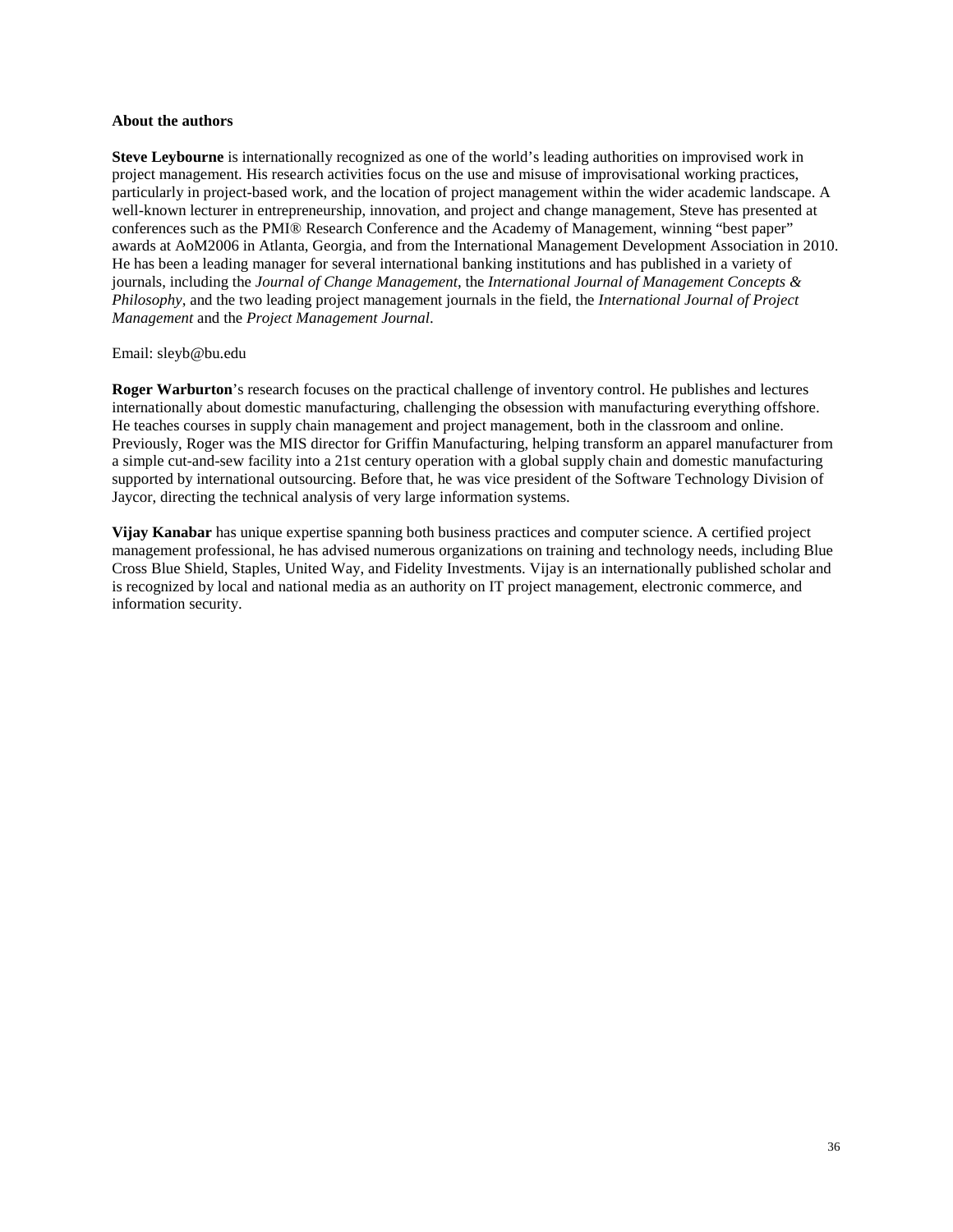**About the authors**

**Steve Leybourne** is internationally recognized as one of the world's leading authorities on improvised work in project management. His research activities focus on the use and misuse of improvisational working practices, particularly in project-based work, and the location of project management within the wider academic landscape. A well-known lecturer in entrepreneurship, innovation, and project and change management, Steve has presented at conferences such as the PMI® Research Conference and the Academy of Management, winning "best paper" awards at AoM2006 in Atlanta, Georgia, and from the International Management Development Association in 2010. He has been a leading manager for several international banking institutions and has published in a variety of journals, including the *Journal of Change Management*, the *International Journal of Management Concepts & Philosophy*, and the two leading project management journals in the field, the *International Journal of Project Management* and the *Project Management Journal*.

Email: sleyb@bu.edu

**Roger Warburton**'s research focuses on the practical challenge of inventory control. He publishes and lectures internationally about domestic manufacturing, challenging the obsession with manufacturing everything offshore. He teaches courses in supply chain management and project management, both in the classroom and online. Previously, Roger was the MIS director for Griffin Manufacturing, helping transform an apparel manufacturer from a simple cut-and-sew facility into a 21st century operation with a global supply chain and domestic manufacturing supported by international outsourcing. Before that, he was vice president of the Software Technology Division of Jaycor, directing the technical analysis of very large information systems.

**Vijay Kanabar** has unique expertise spanning both business practices and computer science. A certified project management professional, he has advised numerous organizations on training and technology needs, including Blue Cross Blue Shield, Staples, United Way, and Fidelity Investments. Vijay is an internationally published scholar and is recognized by local and national media as an authority on IT project management, electronic commerce, and information security.